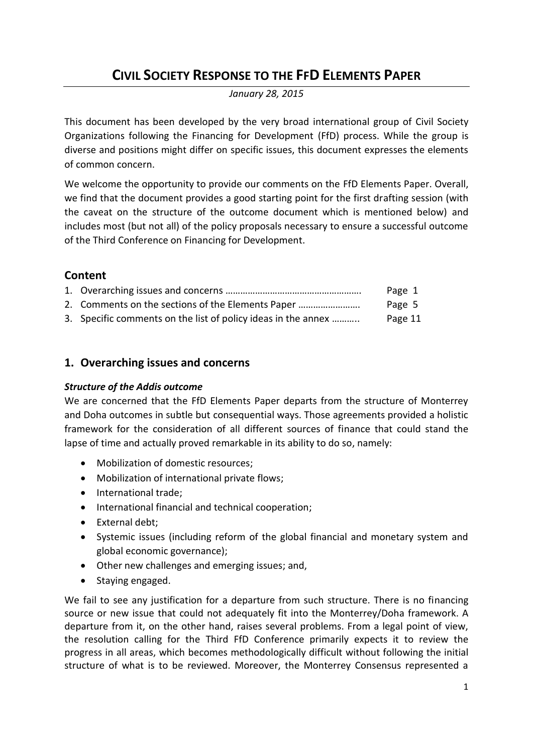# CIVIL SOCIETY RESPONSE TO THE FFD ELEMENTS PAPER

*January 28, 2015*

This document has been developed by the very broad international group of Civil Society Organizations following the Financing for Development (FfD) process. While the group is diverse and positions might differ on specific issues, this document expresses the elements of common concern.

We welcome the opportunity to provide our comments on the FfD Elements Paper. Overall, we find that the document provides a good starting point for the first drafting session (with the caveat on the structure of the outcome document which is mentioned below) and includes most (but not all) of the policy proposals necessary to ensure a successful outcome of the Third Conference on Financing for Development.

## Content

1. Overarching issues and concerns ………………………………………………. Page 1
2. Comments on the sections of the Elements Paper …………………… Page 5
3. Specific comments on the list of policy ideas in the annex ……….. Page 11

## 1. Overarching issues and concerns

### *Structure of the Addis outcome*

We are concerned that the FfD Elements Paper departs from the structure of Monterrey and Doha outcomes in subtle but consequential ways. Those agreements provided a holistic framework for the consideration of all different sources of finance that could stand the lapse of time and actually proved remarkable in its ability to do so, namely:

- Mobilization of domestic resources;
- Mobilization of international private flows;
- International trade;
- International financial and technical cooperation;
- External debt;
- Systemic issues (including reform of the global financial and monetary system and global economic governance);
- Other new challenges and emerging issues; and,
- Staying engaged.

We fail to see any justification for a departure from such structure. There is no financing source or new issue that could not adequately fit into the Monterrey/Doha framework. A departure from it, on the other hand, raises several problems. From a legal point of view, the resolution calling for the Third FfD Conference primarily expects it to review the progress in all areas, which becomes methodologically difficult without following the initial structure of what is to be reviewed. Moreover, the Monterrey Consensus represented a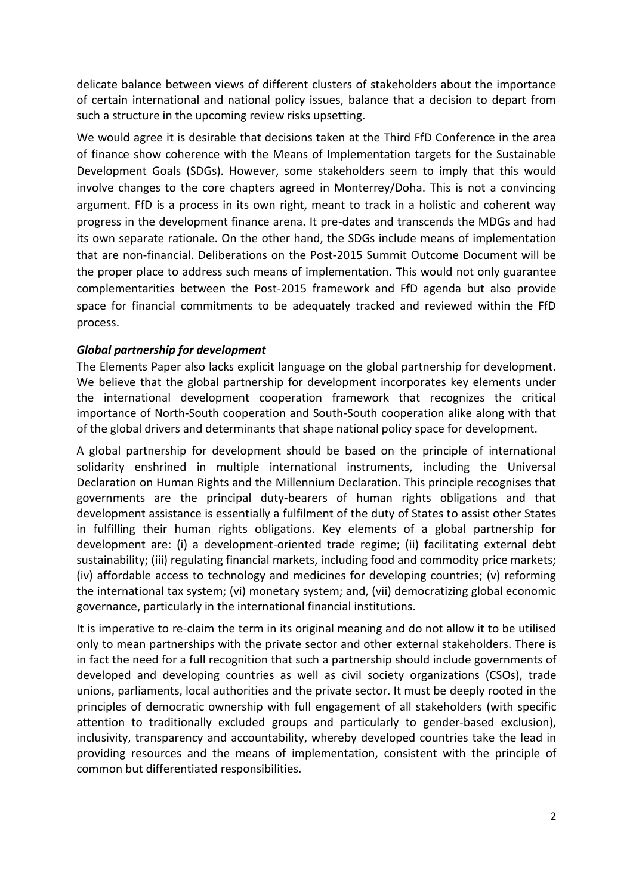delicate balance between views of different clusters of stakeholders about the importance of certain international and national policy issues, balance that a decision to depart from such a structure in the upcoming review risks upsetting.

We would agree it is desirable that decisions taken at the Third FfD Conference in the area of finance show coherence with the Means of Implementation targets for the Sustainable Development Goals (SDGs). However, some stakeholders seem to imply that this would involve changes to the core chapters agreed in Monterrey/Doha. This is not a convincing argument. FfD is a process in its own right, meant to track in a holistic and coherent way progress in the development finance arena. It pre-dates and transcends the MDGs and had its own separate rationale. On the other hand, the SDGs include means of implementation that are non-financial. Deliberations on the Post-2015 Summit Outcome Document will be the proper place to address such means of implementation. This would not only guarantee complementarities between the Post-2015 framework and FfD agenda but also provide space for financial commitments to be adequately tracked and reviewed within the FfD process.

### *Global partnership for development*

The Elements Paper also lacks explicit language on the global partnership for development. We believe that the global partnership for development incorporates key elements under the international development cooperation framework that recognizes the critical importance of North-South cooperation and South-South cooperation alike along with that of the global drivers and determinants that shape national policy space for development.

A global partnership for development should be based on the principle of international solidarity enshrined in multiple international instruments, including the Universal Declaration on Human Rights and the Millennium Declaration. This principle recognises that governments are the principal duty-bearers of human rights obligations and that development assistance is essentially a fulfilment of the duty of States to assist other States in fulfilling their human rights obligations. Key elements of a global partnership for development are: (i) a development-oriented trade regime; (ii) facilitating external debt sustainability; (iii) regulating financial markets, including food and commodity price markets; (iv) affordable access to technology and medicines for developing countries; (v) reforming the international tax system; (vi) monetary system; and, (vii) democratizing global economic governance, particularly in the international financial institutions.

It is imperative to re-claim the term in its original meaning and do not allow it to be utilised only to mean partnerships with the private sector and other external stakeholders. There is in fact the need for a full recognition that such a partnership should include governments of developed and developing countries as well as civil society organizations (CSOs), trade unions, parliaments, local authorities and the private sector. It must be deeply rooted in the principles of democratic ownership with full engagement of all stakeholders (with specific attention to traditionally excluded groups and particularly to gender-based exclusion), inclusivity, transparency and accountability, whereby developed countries take the lead in providing resources and the means of implementation, consistent with the principle of common but differentiated responsibilities.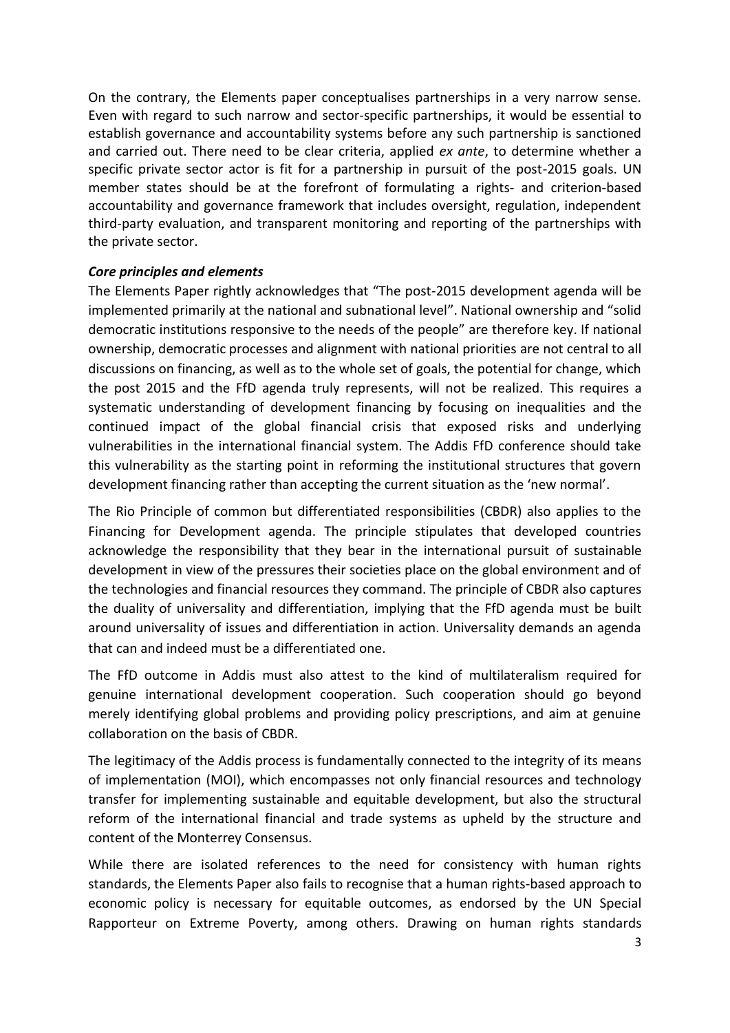On the contrary, the Elements paper conceptualises partnerships in a very narrow sense. Even with regard to such narrow and sector-specific partnerships, it would be essential to establish governance and accountability systems before any such partnership is sanctioned and carried out. There need to be clear criteria, applied *ex ante*, to determine whether a specific private sector actor is fit for a partnership in pursuit of the post-2015 goals. UN member states should be at the forefront of formulating a rights- and criterion-based accountability and governance framework that includes oversight, regulation, independent third-party evaluation, and transparent monitoring and reporting of the partnerships with the private sector.

***Core principles and elements***

The Elements Paper rightly acknowledges that "The post-2015 development agenda will be implemented primarily at the national and subnational level". National ownership and "solid democratic institutions responsive to the needs of the people" are therefore key. If national ownership, democratic processes and alignment with national priorities are not central to all discussions on financing, as well as to the whole set of goals, the potential for change, which the post 2015 and the FfD agenda truly represents, will not be realized. This requires a systematic understanding of development financing by focusing on inequalities and the continued impact of the global financial crisis that exposed risks and underlying vulnerabilities in the international financial system. The Addis FfD conference should take this vulnerability as the starting point in reforming the institutional structures that govern development financing rather than accepting the current situation as the 'new normal'.

The Rio Principle of common but differentiated responsibilities (CBDR) also applies to the Financing for Development agenda. The principle stipulates that developed countries acknowledge the responsibility that they bear in the international pursuit of sustainable development in view of the pressures their societies place on the global environment and of the technologies and financial resources they command. The principle of CBDR also captures the duality of universality and differentiation, implying that the FfD agenda must be built around universality of issues and differentiation in action. Universality demands an agenda that can and indeed must be a differentiated one.

The FfD outcome in Addis must also attest to the kind of multilateralism required for genuine international development cooperation. Such cooperation should go beyond merely identifying global problems and providing policy prescriptions, and aim at genuine collaboration on the basis of CBDR.

The legitimacy of the Addis process is fundamentally connected to the integrity of its means of implementation (MOI), which encompasses not only financial resources and technology transfer for implementing sustainable and equitable development, but also the structural reform of the international financial and trade systems as upheld by the structure and content of the Monterrey Consensus.

While there are isolated references to the need for consistency with human rights standards, the Elements Paper also fails to recognise that a human rights-based approach to economic policy is necessary for equitable outcomes, as endorsed by the UN Special Rapporteur on Extreme Poverty, among others. Drawing on human rights standards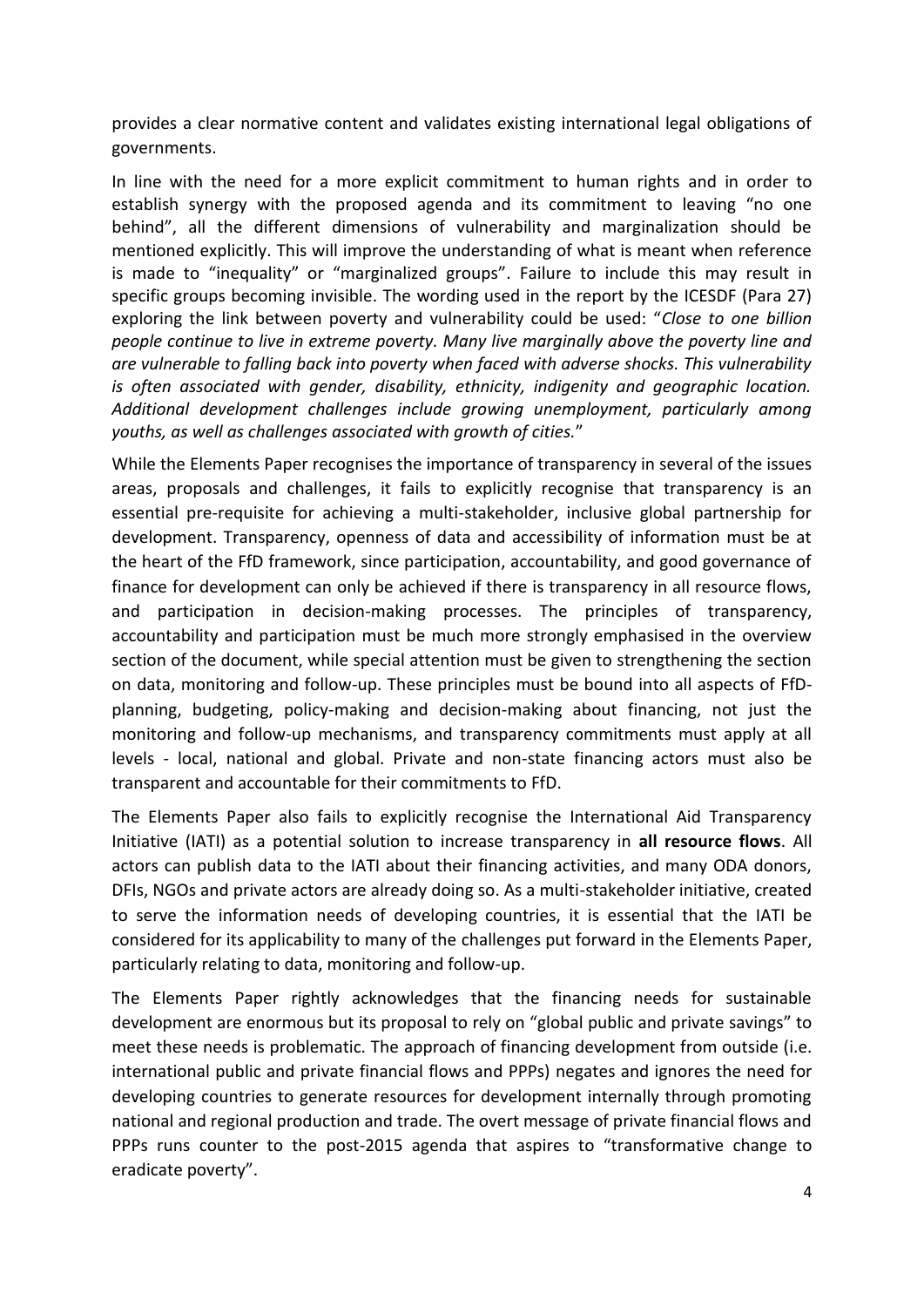provides a clear normative content and validates existing international legal obligations of governments.

In line with the need for a more explicit commitment to human rights and in order to establish synergy with the proposed agenda and its commitment to leaving "no one behind", all the different dimensions of vulnerability and marginalization should be mentioned explicitly. This will improve the understanding of what is meant when reference is made to "inequality" or "marginalized groups". Failure to include this may result in specific groups becoming invisible. The wording used in the report by the ICESDF (Para 27) exploring the link between poverty and vulnerability could be used: "*Close to one billion people continue to live in extreme poverty. Many live marginally above the poverty line and are vulnerable to falling back into poverty when faced with adverse shocks. This vulnerability is often associated with gender, disability, ethnicity, indigenity and geographic location. Additional development challenges include growing unemployment, particularly among youths, as well as challenges associated with growth of cities.*"

While the Elements Paper recognises the importance of transparency in several of the issues areas, proposals and challenges, it fails to explicitly recognise that transparency is an essential pre-requisite for achieving a multi-stakeholder, inclusive global partnership for development. Transparency, openness of data and accessibility of information must be at the heart of the FfD framework, since participation, accountability, and good governance of finance for development can only be achieved if there is transparency in all resource flows, and participation in decision-making processes. The principles of transparency, accountability and participation must be much more strongly emphasised in the overview section of the document, while special attention must be given to strengthening the section on data, monitoring and follow-up. These principles must be bound into all aspects of FfD-planning, budgeting, policy-making and decision-making about financing, not just the monitoring and follow-up mechanisms, and transparency commitments must apply at all levels - local, national and global. Private and non-state financing actors must also be transparent and accountable for their commitments to FfD.

The Elements Paper also fails to explicitly recognise the International Aid Transparency Initiative (IATI) as a potential solution to increase transparency in **all resource flows**. All actors can publish data to the IATI about their financing activities, and many ODA donors, DFIs, NGOs and private actors are already doing so. As a multi-stakeholder initiative, created to serve the information needs of developing countries, it is essential that the IATI be considered for its applicability to many of the challenges put forward in the Elements Paper, particularly relating to data, monitoring and follow-up.

The Elements Paper rightly acknowledges that the financing needs for sustainable development are enormous but its proposal to rely on "global public and private savings" to meet these needs is problematic. The approach of financing development from outside (i.e. international public and private financial flows and PPPs) negates and ignores the need for developing countries to generate resources for development internally through promoting national and regional production and trade. The overt message of private financial flows and PPPs runs counter to the post-2015 agenda that aspires to "transformative change to eradicate poverty".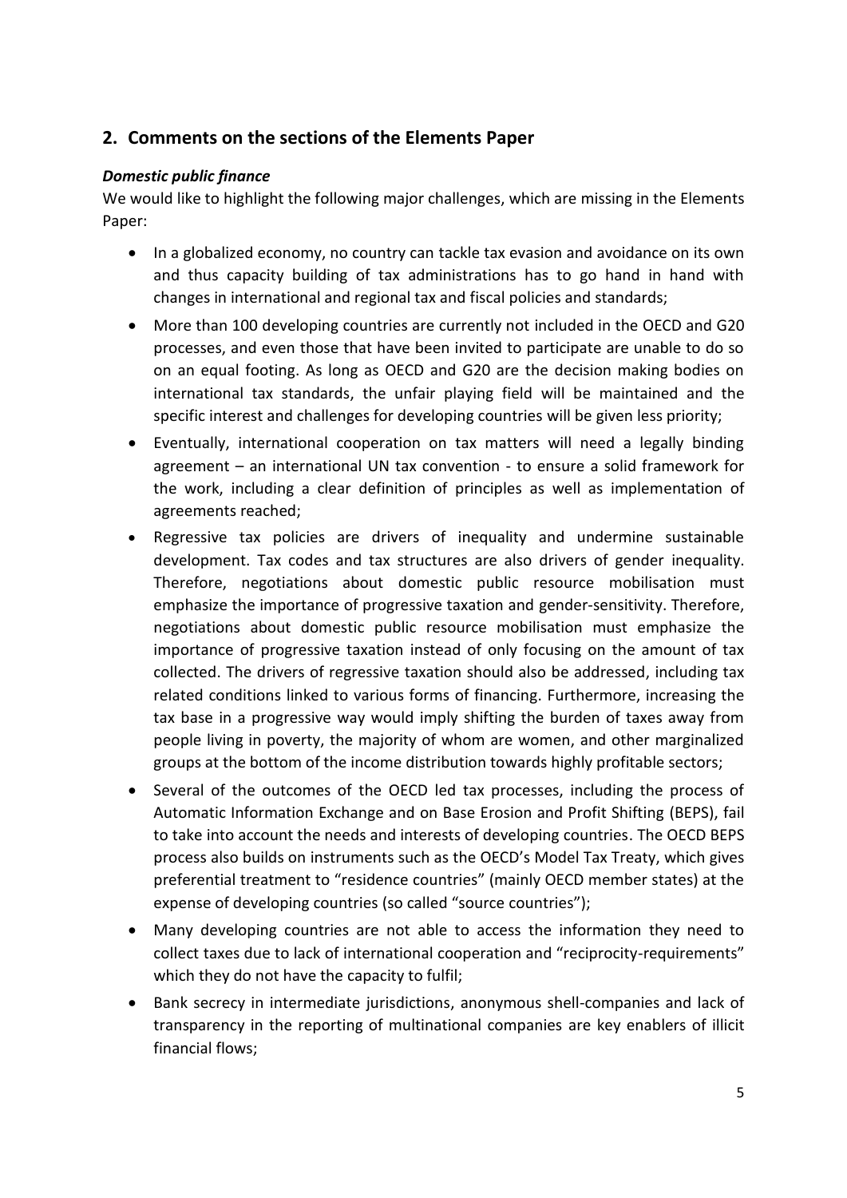## 2. Comments on the sections of the Elements Paper

***Domestic public finance***

We would like to highlight the following major challenges, which are missing in the Elements Paper:

- In a globalized economy, no country can tackle tax evasion and avoidance on its own and thus capacity building of tax administrations has to go hand in hand with changes in international and regional tax and fiscal policies and standards;
- More than 100 developing countries are currently not included in the OECD and G20 processes, and even those that have been invited to participate are unable to do so on an equal footing. As long as OECD and G20 are the decision making bodies on international tax standards, the unfair playing field will be maintained and the specific interest and challenges for developing countries will be given less priority;
- Eventually, international cooperation on tax matters will need a legally binding agreement – an international UN tax convention - to ensure a solid framework for the work, including a clear definition of principles as well as implementation of agreements reached;
- Regressive tax policies are drivers of inequality and undermine sustainable development. Tax codes and tax structures are also drivers of gender inequality. Therefore, negotiations about domestic public resource mobilisation must emphasize the importance of progressive taxation and gender-sensitivity. Therefore, negotiations about domestic public resource mobilisation must emphasize the importance of progressive taxation instead of only focusing on the amount of tax collected. The drivers of regressive taxation should also be addressed, including tax related conditions linked to various forms of financing. Furthermore, increasing the tax base in a progressive way would imply shifting the burden of taxes away from people living in poverty, the majority of whom are women, and other marginalized groups at the bottom of the income distribution towards highly profitable sectors;
- Several of the outcomes of the OECD led tax processes, including the process of Automatic Information Exchange and on Base Erosion and Profit Shifting (BEPS), fail to take into account the needs and interests of developing countries. The OECD BEPS process also builds on instruments such as the OECD's Model Tax Treaty, which gives preferential treatment to "residence countries" (mainly OECD member states) at the expense of developing countries (so called "source countries");
- Many developing countries are not able to access the information they need to collect taxes due to lack of international cooperation and "reciprocity-requirements" which they do not have the capacity to fulfil;
- Bank secrecy in intermediate jurisdictions, anonymous shell-companies and lack of transparency in the reporting of multinational companies are key enablers of illicit financial flows;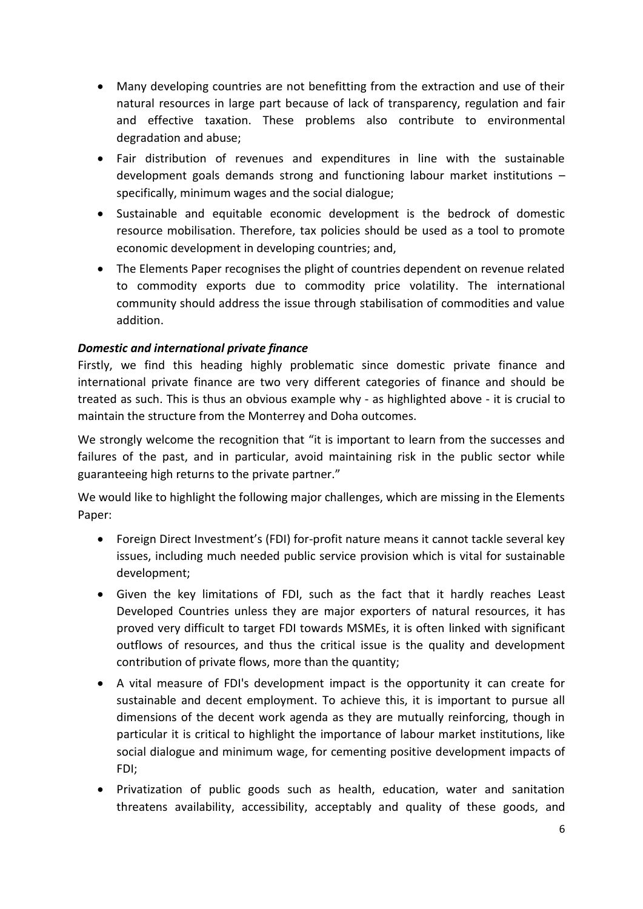- Many developing countries are not benefitting from the extraction and use of their natural resources in large part because of lack of transparency, regulation and fair and effective taxation. These problems also contribute to environmental degradation and abuse;
- Fair distribution of revenues and expenditures in line with the sustainable development goals demands strong and functioning labour market institutions – specifically, minimum wages and the social dialogue;
- Sustainable and equitable economic development is the bedrock of domestic resource mobilisation. Therefore, tax policies should be used as a tool to promote economic development in developing countries; and,
- The Elements Paper recognises the plight of countries dependent on revenue related to commodity exports due to commodity price volatility. The international community should address the issue through stabilisation of commodities and value addition.

***Domestic and international private finance***

Firstly, we find this heading highly problematic since domestic private finance and international private finance are two very different categories of finance and should be treated as such. This is thus an obvious example why - as highlighted above - it is crucial to maintain the structure from the Monterrey and Doha outcomes.

We strongly welcome the recognition that "it is important to learn from the successes and failures of the past, and in particular, avoid maintaining risk in the public sector while guaranteeing high returns to the private partner."

We would like to highlight the following major challenges, which are missing in the Elements Paper:

- Foreign Direct Investment's (FDI) for-profit nature means it cannot tackle several key issues, including much needed public service provision which is vital for sustainable development;
- Given the key limitations of FDI, such as the fact that it hardly reaches Least Developed Countries unless they are major exporters of natural resources, it has proved very difficult to target FDI towards MSMEs, it is often linked with significant outflows of resources, and thus the critical issue is the quality and development contribution of private flows, more than the quantity;
- A vital measure of FDI's development impact is the opportunity it can create for sustainable and decent employment. To achieve this, it is important to pursue all dimensions of the decent work agenda as they are mutually reinforcing, though in particular it is critical to highlight the importance of labour market institutions, like social dialogue and minimum wage, for cementing positive development impacts of FDI;
- Privatization of public goods such as health, education, water and sanitation threatens availability, accessibility, acceptably and quality of these goods, and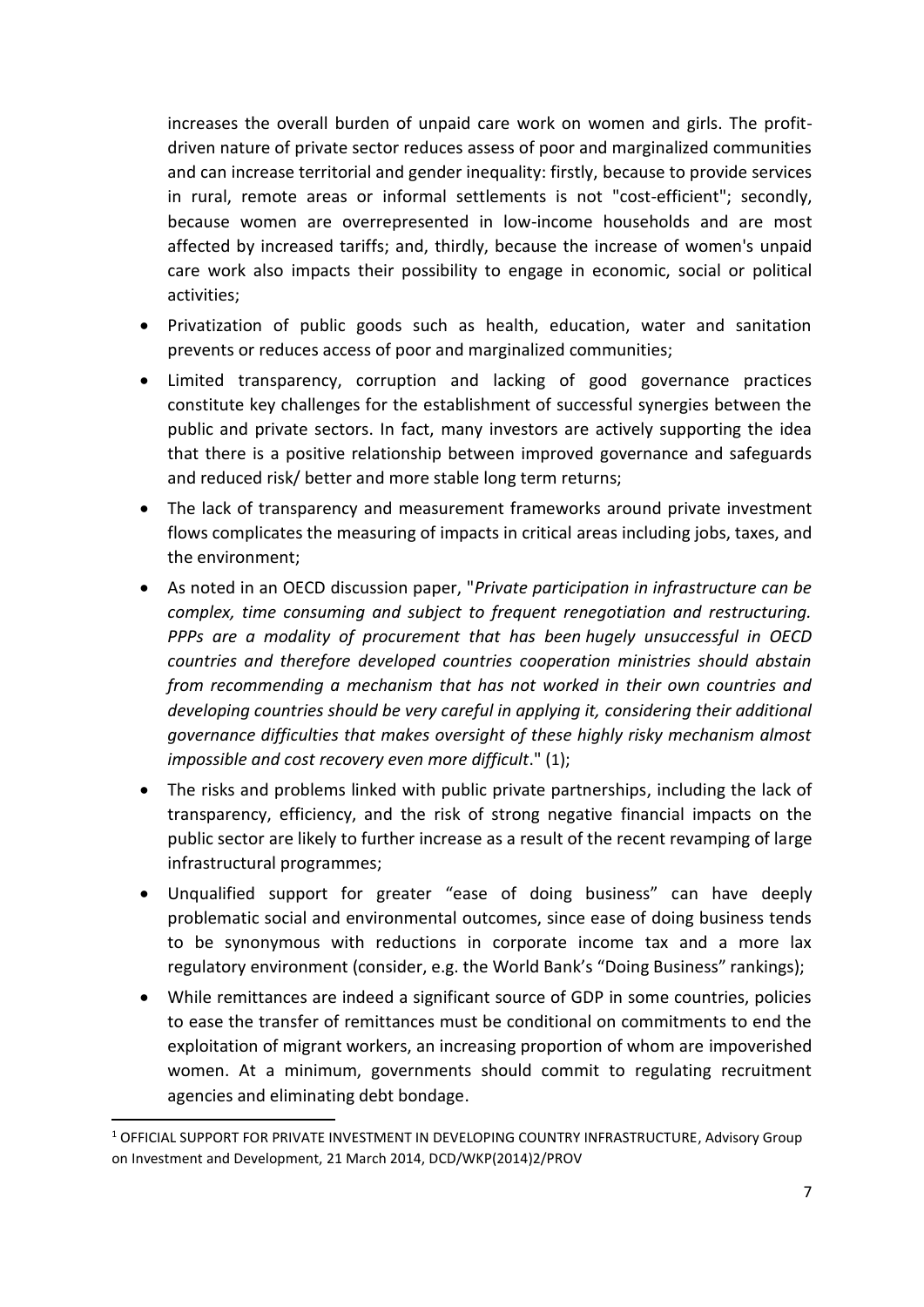increases the overall burden of unpaid care work on women and girls. The profit-driven nature of private sector reduces assess of poor and marginalized communities and can increase territorial and gender inequality: firstly, because to provide services in rural, remote areas or informal settlements is not "cost-efficient"; secondly, because women are overrepresented in low-income households and are most affected by increased tariffs; and, thirdly, because the increase of women's unpaid care work also impacts their possibility to engage in economic, social or political activities;

- Privatization of public goods such as health, education, water and sanitation prevents or reduces access of poor and marginalized communities;
- Limited transparency, corruption and lacking of good governance practices constitute key challenges for the establishment of successful synergies between the public and private sectors. In fact, many investors are actively supporting the idea that there is a positive relationship between improved governance and safeguards and reduced risk/ better and more stable long term returns;
- The lack of transparency and measurement frameworks around private investment flows complicates the measuring of impacts in critical areas including jobs, taxes, and the environment;
- As noted in an OECD discussion paper, "*Private participation in infrastructure can be complex, time consuming and subject to frequent renegotiation and restructuring. PPPs are a modality of procurement that has been hugely unsuccessful in OECD countries and therefore developed countries cooperation ministries should abstain from recommending a mechanism that has not worked in their own countries and developing countries should be very careful in applying it, considering their additional governance difficulties that makes oversight of these highly risky mechanism almost impossible and cost recovery even more difficult*." (1);
- The risks and problems linked with public private partnerships, including the lack of transparency, efficiency, and the risk of strong negative financial impacts on the public sector are likely to further increase as a result of the recent revamping of large infrastructural programmes;
- Unqualified support for greater "ease of doing business" can have deeply problematic social and environmental outcomes, since ease of doing business tends to be synonymous with reductions in corporate income tax and a more lax regulatory environment (consider, e.g. the World Bank's "Doing Business" rankings);
- While remittances are indeed a significant source of GDP in some countries, policies to ease the transfer of remittances must be conditional on commitments to end the exploitation of migrant workers, an increasing proportion of whom are impoverished women. At a minimum, governments should commit to regulating recruitment agencies and eliminating debt bondage.

[1] OFFICIAL SUPPORT FOR PRIVATE INVESTMENT IN DEVELOPING COUNTRY INFRASTRUCTURE, Advisory Group on Investment and Development, 21 March 2014, DCD/WKP(2014)2/PROV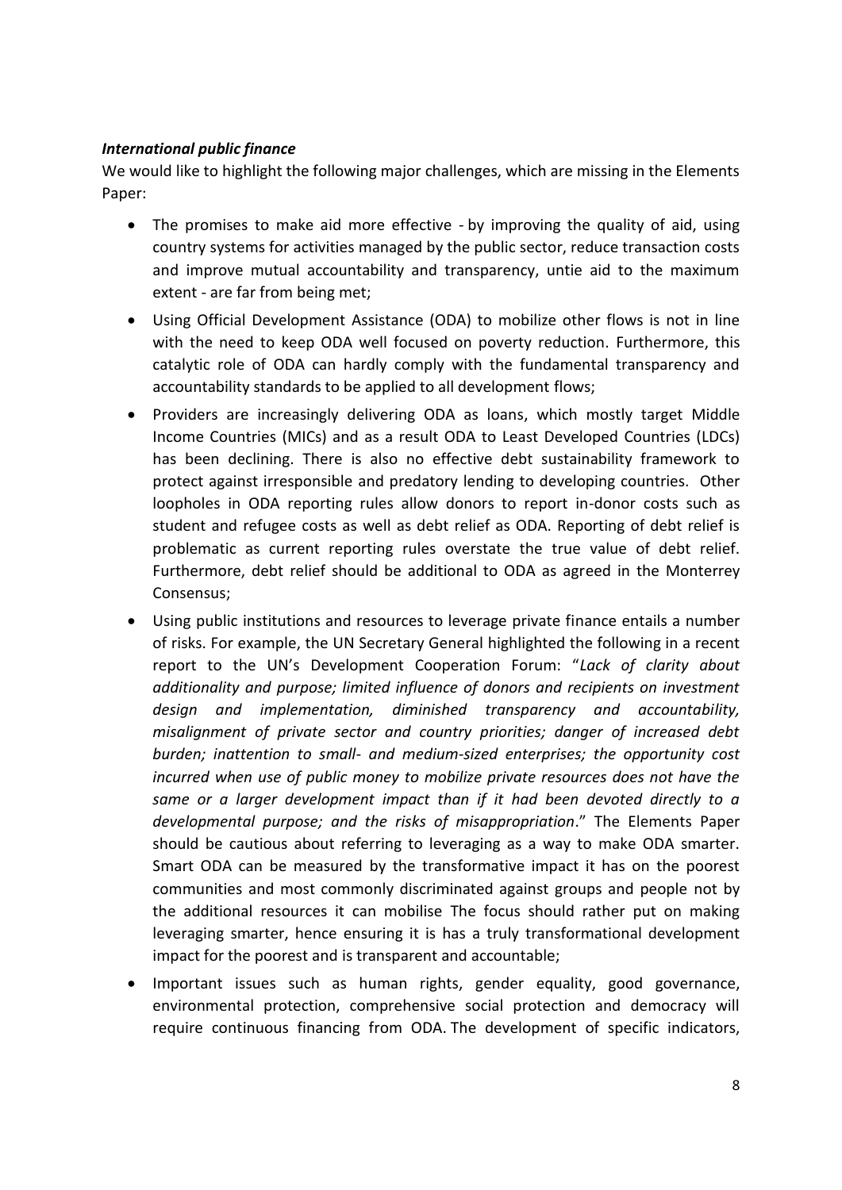***International public finance***

We would like to highlight the following major challenges, which are missing in the Elements Paper:

- The promises to make aid more effective - by improving the quality of aid, using country systems for activities managed by the public sector, reduce transaction costs and improve mutual accountability and transparency, untie aid to the maximum extent - are far from being met;
- Using Official Development Assistance (ODA) to mobilize other flows is not in line with the need to keep ODA well focused on poverty reduction. Furthermore, this catalytic role of ODA can hardly comply with the fundamental transparency and accountability standards to be applied to all development flows;
- Providers are increasingly delivering ODA as loans, which mostly target Middle Income Countries (MICs) and as a result ODA to Least Developed Countries (LDCs) has been declining. There is also no effective debt sustainability framework to protect against irresponsible and predatory lending to developing countries. Other loopholes in ODA reporting rules allow donors to report in-donor costs such as student and refugee costs as well as debt relief as ODA. Reporting of debt relief is problematic as current reporting rules overstate the true value of debt relief. Furthermore, debt relief should be additional to ODA as agreed in the Monterrey Consensus;
- Using public institutions and resources to leverage private finance entails a number of risks. For example, the UN Secretary General highlighted the following in a recent report to the UN's Development Cooperation Forum: "*Lack of clarity about additionality and purpose; limited influence of donors and recipients on investment design and implementation, diminished transparency and accountability, misalignment of private sector and country priorities; danger of increased debt burden; inattention to small- and medium-sized enterprises; the opportunity cost incurred when use of public money to mobilize private resources does not have the same or a larger development impact than if it had been devoted directly to a developmental purpose; and the risks of misappropriation*." The Elements Paper should be cautious about referring to leveraging as a way to make ODA smarter. Smart ODA can be measured by the transformative impact it has on the poorest communities and most commonly discriminated against groups and people not by the additional resources it can mobilise The focus should rather put on making leveraging smarter, hence ensuring it is has a truly transformational development impact for the poorest and is transparent and accountable;
- Important issues such as human rights, gender equality, good governance, environmental protection, comprehensive social protection and democracy will require continuous financing from ODA. The development of specific indicators,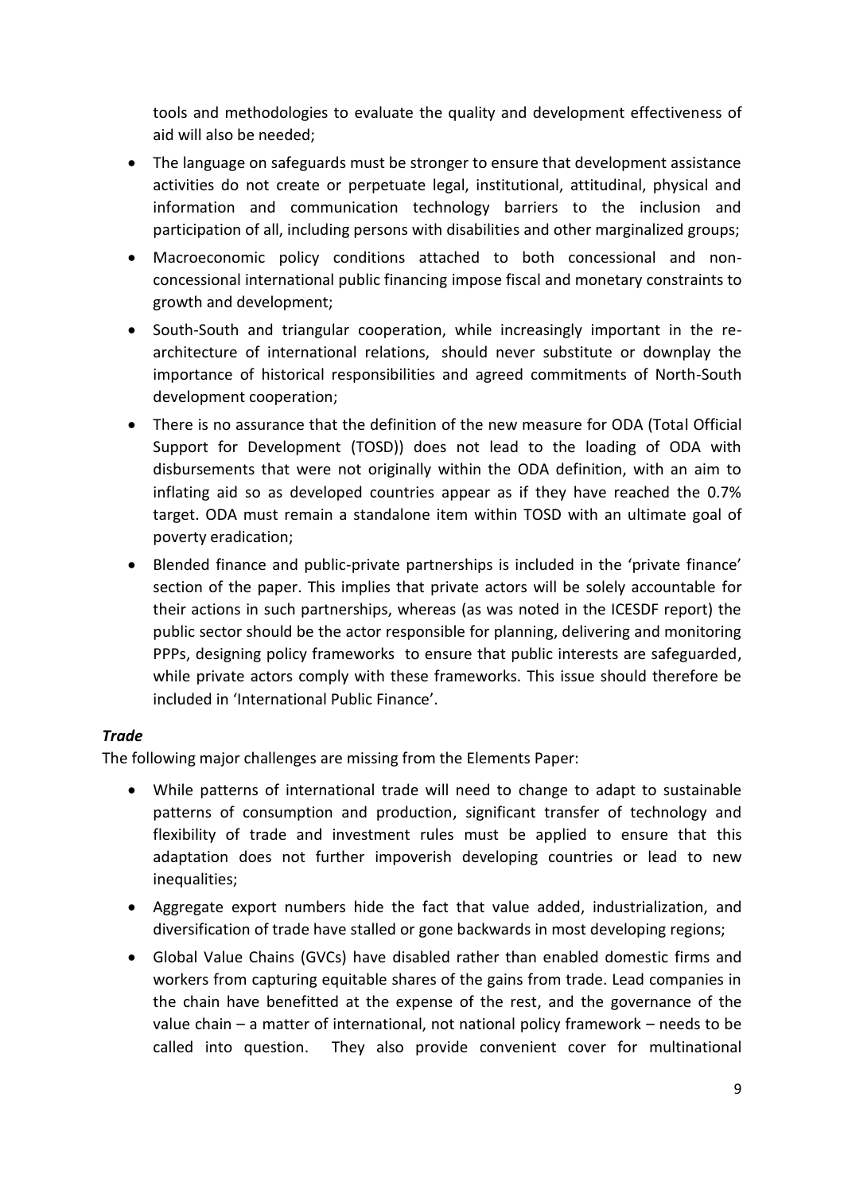tools and methodologies to evaluate the quality and development effectiveness of aid will also be needed;

- The language on safeguards must be stronger to ensure that development assistance activities do not create or perpetuate legal, institutional, attitudinal, physical and information and communication technology barriers to the inclusion and participation of all, including persons with disabilities and other marginalized groups;
- Macroeconomic policy conditions attached to both concessional and non-concessional international public financing impose fiscal and monetary constraints to growth and development;
- South-South and triangular cooperation, while increasingly important in the re-architecture of international relations, should never substitute or downplay the importance of historical responsibilities and agreed commitments of North-South development cooperation;
- There is no assurance that the definition of the new measure for ODA (Total Official Support for Development (TOSD)) does not lead to the loading of ODA with disbursements that were not originally within the ODA definition, with an aim to inflating aid so as developed countries appear as if they have reached the 0.7% target. ODA must remain a standalone item within TOSD with an ultimate goal of poverty eradication;
- Blended finance and public-private partnerships is included in the 'private finance' section of the paper. This implies that private actors will be solely accountable for their actions in such partnerships, whereas (as was noted in the ICESDF report) the public sector should be the actor responsible for planning, delivering and monitoring PPPs, designing policy frameworks to ensure that public interests are safeguarded, while private actors comply with these frameworks. This issue should therefore be included in 'International Public Finance'.

***Trade***

The following major challenges are missing from the Elements Paper:

- While patterns of international trade will need to change to adapt to sustainable patterns of consumption and production, significant transfer of technology and flexibility of trade and investment rules must be applied to ensure that this adaptation does not further impoverish developing countries or lead to new inequalities;
- Aggregate export numbers hide the fact that value added, industrialization, and diversification of trade have stalled or gone backwards in most developing regions;
- Global Value Chains (GVCs) have disabled rather than enabled domestic firms and workers from capturing equitable shares of the gains from trade. Lead companies in the chain have benefitted at the expense of the rest, and the governance of the value chain – a matter of international, not national policy framework – needs to be called into question. They also provide convenient cover for multinational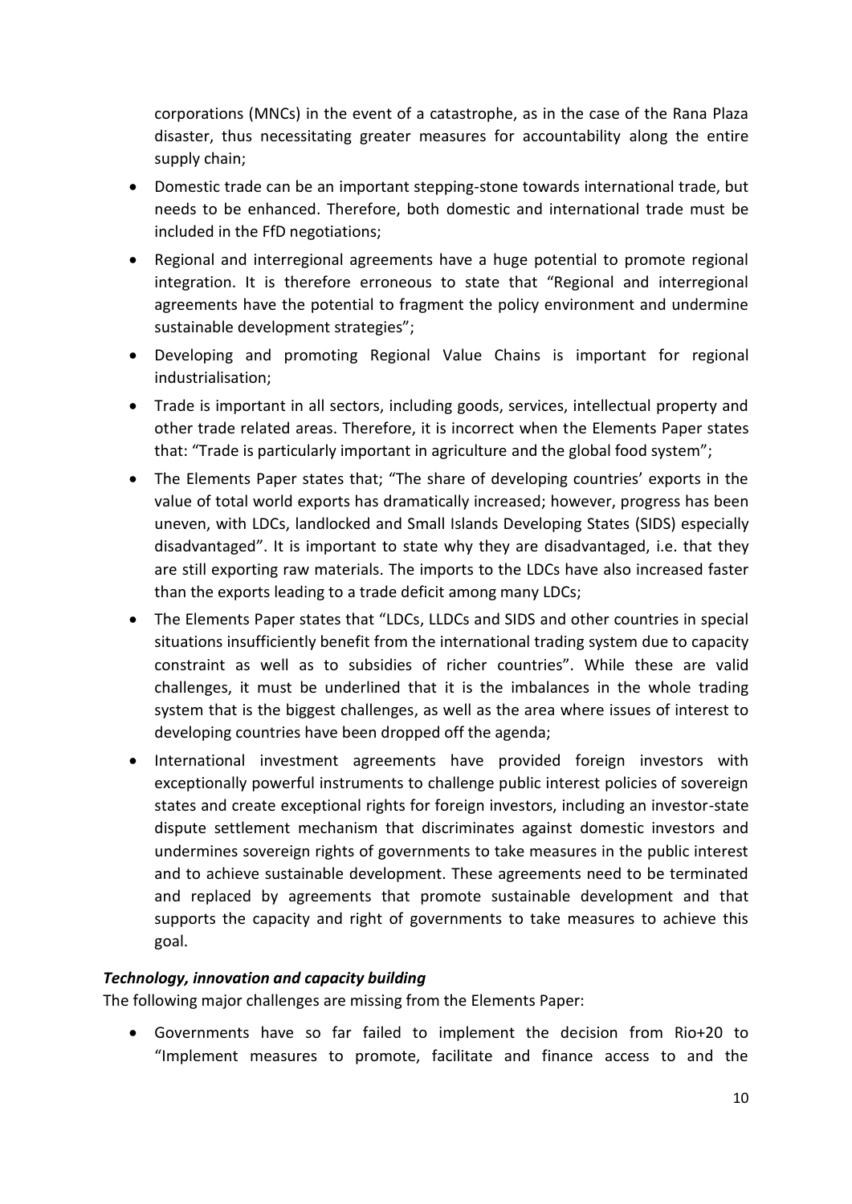corporations (MNCs) in the event of a catastrophe, as in the case of the Rana Plaza disaster, thus necessitating greater measures for accountability along the entire supply chain;

- Domestic trade can be an important stepping-stone towards international trade, but needs to be enhanced. Therefore, both domestic and international trade must be included in the FfD negotiations;
- Regional and interregional agreements have a huge potential to promote regional integration. It is therefore erroneous to state that "Regional and interregional agreements have the potential to fragment the policy environment and undermine sustainable development strategies";
- Developing and promoting Regional Value Chains is important for regional industrialisation;
- Trade is important in all sectors, including goods, services, intellectual property and other trade related areas. Therefore, it is incorrect when the Elements Paper states that: "Trade is particularly important in agriculture and the global food system";
- The Elements Paper states that; "The share of developing countries' exports in the value of total world exports has dramatically increased; however, progress has been uneven, with LDCs, landlocked and Small Islands Developing States (SIDS) especially disadvantaged". It is important to state why they are disadvantaged, i.e. that they are still exporting raw materials. The imports to the LDCs have also increased faster than the exports leading to a trade deficit among many LDCs;
- The Elements Paper states that "LDCs, LLDCs and SIDS and other countries in special situations insufficiently benefit from the international trading system due to capacity constraint as well as to subsidies of richer countries". While these are valid challenges, it must be underlined that it is the imbalances in the whole trading system that is the biggest challenges, as well as the area where issues of interest to developing countries have been dropped off the agenda;
- International investment agreements have provided foreign investors with exceptionally powerful instruments to challenge public interest policies of sovereign states and create exceptional rights for foreign investors, including an investor-state dispute settlement mechanism that discriminates against domestic investors and undermines sovereign rights of governments to take measures in the public interest and to achieve sustainable development. These agreements need to be terminated and replaced by agreements that promote sustainable development and that supports the capacity and right of governments to take measures to achieve this goal.

***Technology, innovation and capacity building***

The following major challenges are missing from the Elements Paper:

- Governments have so far failed to implement the decision from Rio+20 to "Implement measures to promote, facilitate and finance access to and the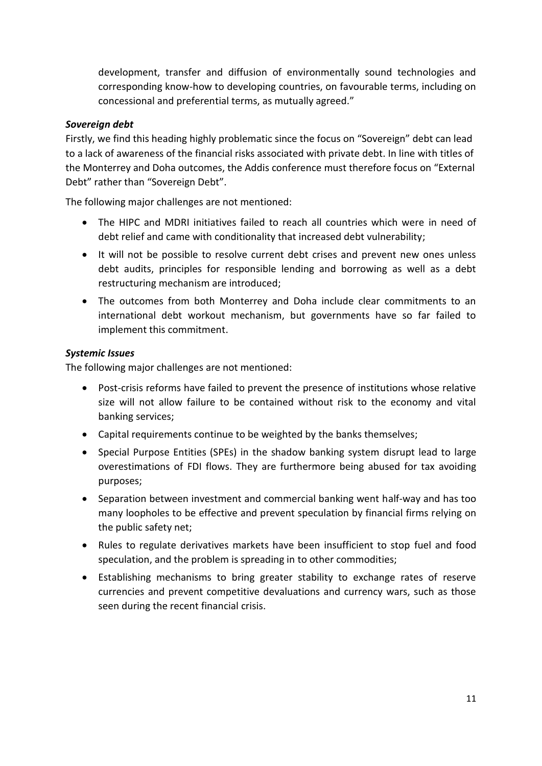development, transfer and diffusion of environmentally sound technologies and corresponding know-how to developing countries, on favourable terms, including on concessional and preferential terms, as mutually agreed."

***Sovereign debt***

Firstly, we find this heading highly problematic since the focus on "Sovereign" debt can lead to a lack of awareness of the financial risks associated with private debt. In line with titles of the Monterrey and Doha outcomes, the Addis conference must therefore focus on "External Debt" rather than "Sovereign Debt".

The following major challenges are not mentioned:

- The HIPC and MDRI initiatives failed to reach all countries which were in need of debt relief and came with conditionality that increased debt vulnerability;
- It will not be possible to resolve current debt crises and prevent new ones unless debt audits, principles for responsible lending and borrowing as well as a debt restructuring mechanism are introduced;
- The outcomes from both Monterrey and Doha include clear commitments to an international debt workout mechanism, but governments have so far failed to implement this commitment.

***Systemic Issues***

The following major challenges are not mentioned:

- Post-crisis reforms have failed to prevent the presence of institutions whose relative size will not allow failure to be contained without risk to the economy and vital banking services;
- Capital requirements continue to be weighted by the banks themselves;
- Special Purpose Entities (SPEs) in the shadow banking system disrupt lead to large overestimations of FDI flows. They are furthermore being abused for tax avoiding purposes;
- Separation between investment and commercial banking went half-way and has too many loopholes to be effective and prevent speculation by financial firms relying on the public safety net;
- Rules to regulate derivatives markets have been insufficient to stop fuel and food speculation, and the problem is spreading in to other commodities;
- Establishing mechanisms to bring greater stability to exchange rates of reserve currencies and prevent competitive devaluations and currency wars, such as those seen during the recent financial crisis.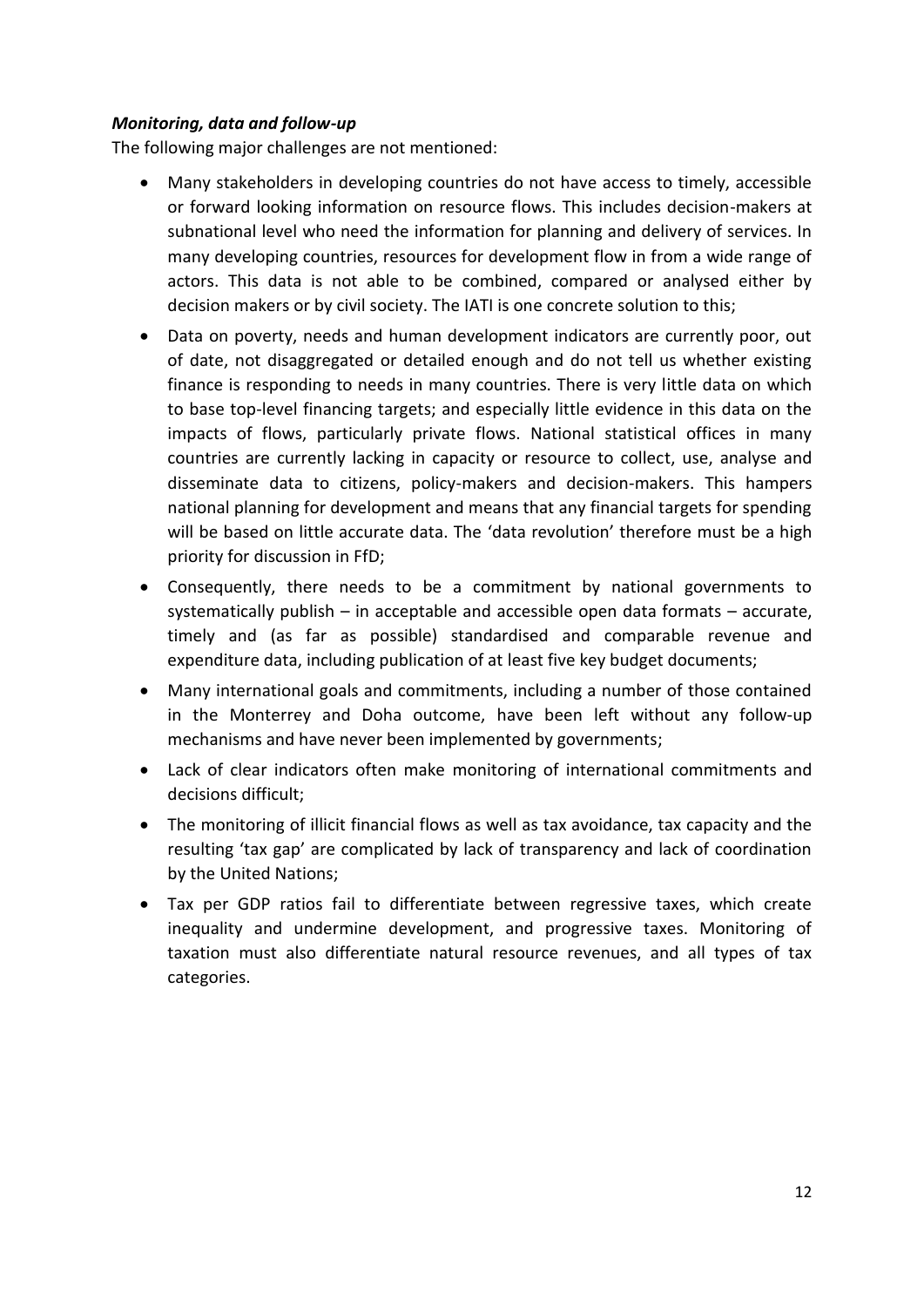***Monitoring, data and follow-up***

The following major challenges are not mentioned:

- Many stakeholders in developing countries do not have access to timely, accessible or forward looking information on resource flows. This includes decision-makers at subnational level who need the information for planning and delivery of services. In many developing countries, resources for development flow in from a wide range of actors. This data is not able to be combined, compared or analysed either by decision makers or by civil society. The IATI is one concrete solution to this;
- Data on poverty, needs and human development indicators are currently poor, out of date, not disaggregated or detailed enough and do not tell us whether existing finance is responding to needs in many countries. There is very little data on which to base top-level financing targets; and especially little evidence in this data on the impacts of flows, particularly private flows. National statistical offices in many countries are currently lacking in capacity or resource to collect, use, analyse and disseminate data to citizens, policy-makers and decision-makers. This hampers national planning for development and means that any financial targets for spending will be based on little accurate data. The 'data revolution' therefore must be a high priority for discussion in FfD;
- Consequently, there needs to be a commitment by national governments to systematically publish – in acceptable and accessible open data formats – accurate, timely and (as far as possible) standardised and comparable revenue and expenditure data, including publication of at least five key budget documents;
- Many international goals and commitments, including a number of those contained in the Monterrey and Doha outcome, have been left without any follow-up mechanisms and have never been implemented by governments;
- Lack of clear indicators often make monitoring of international commitments and decisions difficult;
- The monitoring of illicit financial flows as well as tax avoidance, tax capacity and the resulting 'tax gap' are complicated by lack of transparency and lack of coordination by the United Nations;
- Tax per GDP ratios fail to differentiate between regressive taxes, which create inequality and undermine development, and progressive taxes. Monitoring of taxation must also differentiate natural resource revenues, and all types of tax categories.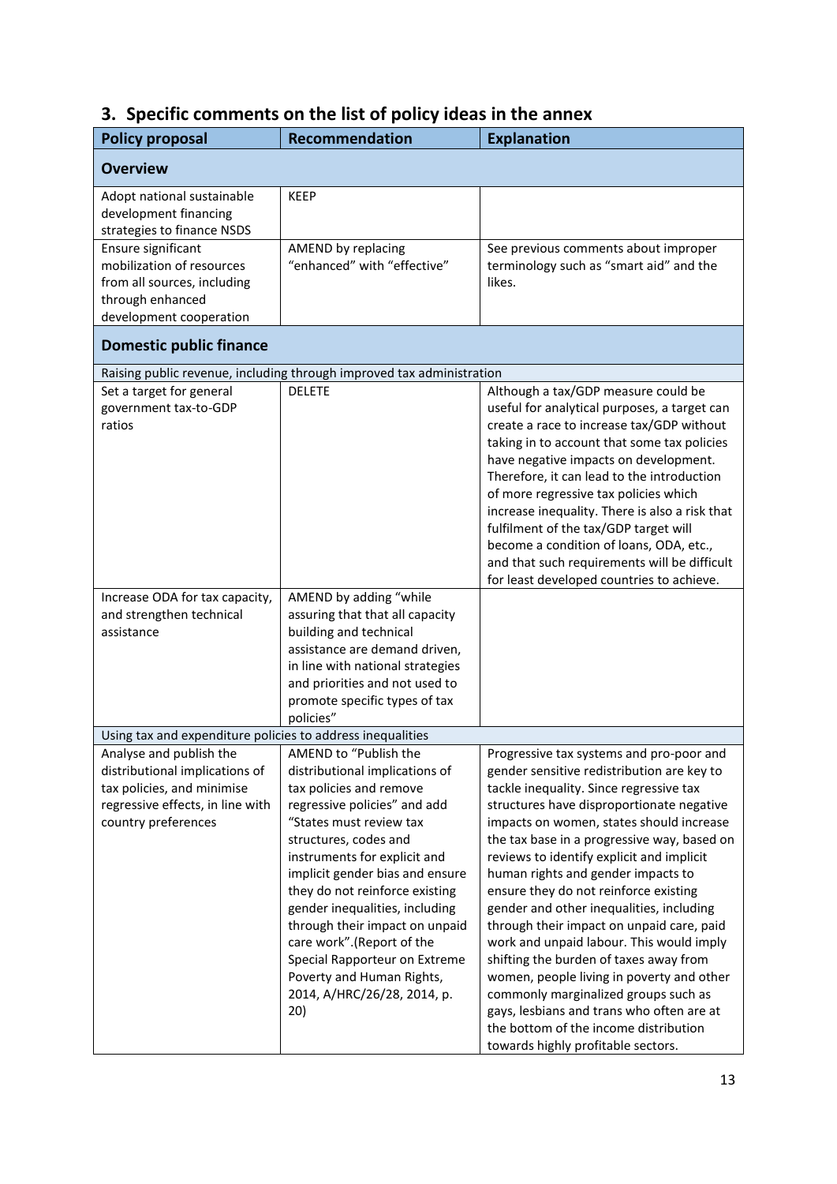## 3. Specific comments on the list of policy ideas in the annex

| Policy proposal | Recommendation | Explanation |
|---|---|---|
| **Overview** | | |
| Adopt national sustainable development financing strategies to finance NSDS | KEEP | |
| Ensure significant mobilization of resources from all sources, including through enhanced development cooperation | AMEND by replacing "enhanced" with "effective" | See previous comments about improper terminology such as "smart aid" and the likes. |
| **Domestic public finance** | | |
| Raising public revenue, including through improved tax administration | | |
| Set a target for general government tax-to-GDP ratios | DELETE | Although a tax/GDP measure could be useful for analytical purposes, a target can create a race to increase tax/GDP without taking in to account that some tax policies have negative impacts on development. Therefore, it can lead to the introduction of more regressive tax policies which increase inequality. There is also a risk that fulfilment of the tax/GDP target will become a condition of loans, ODA, etc., and that such requirements will be difficult for least developed countries to achieve. |
| Increase ODA for tax capacity, and strengthen technical assistance | AMEND by adding "while assuring that that all capacity building and technical assistance are demand driven, in line with national strategies and priorities and not used to promote specific types of tax policies" | |
| Using tax and expenditure policies to address inequalities | | |
| Analyse and publish the distributional implications of tax policies, and minimise regressive effects, in line with country preferences | AMEND to "Publish the distributional implications of tax policies and remove regressive policies" and add "States must review tax structures, codes and instruments for explicit and implicit gender bias and ensure they do not reinforce existing gender inequalities, including through their impact on unpaid care work".(Report of the Special Rapporteur on Extreme Poverty and Human Rights, 2014, A/HRC/26/28, 2014, p. 20) | Progressive tax systems and pro-poor and gender sensitive redistribution are key to tackle inequality. Since regressive tax structures have disproportionate negative impacts on women, states should increase the tax base in a progressive way, based on reviews to identify explicit and implicit human rights and gender impacts to ensure they do not reinforce existing gender and other inequalities, including through their impact on unpaid care, paid work and unpaid labour. This would imply shifting the burden of taxes away from women, people living in poverty and other commonly marginalized groups such as gays, lesbians and trans who often are at the bottom of the income distribution towards highly profitable sectors. |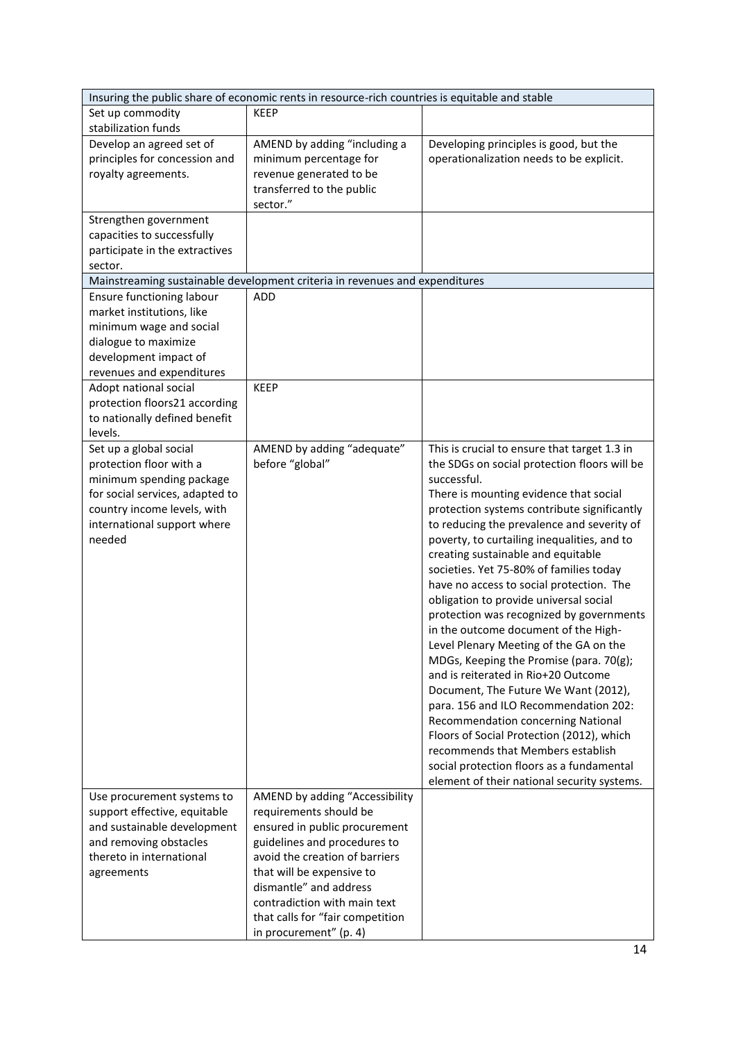| Insuring the public share of economic rents in resource-rich countries is equitable and stable | | |
|---|---|---|
| Set up commodity stabilization funds | KEEP | |
| Develop an agreed set of principles for concession and royalty agreements. | AMEND by adding "including a minimum percentage for revenue generated to be transferred to the public sector." | Developing principles is good, but the operationalization needs to be explicit. |
| Strengthen government capacities to successfully participate in the extractives sector. | | |
| **Mainstreaming sustainable development criteria in revenues and expenditures** | | |
| Ensure functioning labour market institutions, like minimum wage and social dialogue to maximize development impact of revenues and expenditures | ADD | |
| Adopt national social protection floors21 according to nationally defined benefit levels. | KEEP | |
| Set up a global social protection floor with a minimum spending package for social services, adapted to country income levels, with international support where needed | AMEND by adding "adequate" before "global" | This is crucial to ensure that target 1.3 in the SDGs on social protection floors will be successful. There is mounting evidence that social protection systems contribute significantly to reducing the prevalence and severity of poverty, to curtailing inequalities, and to creating sustainable and equitable societies. Yet 75-80% of families today have no access to social protection. The obligation to provide universal social protection was recognized by governments in the outcome document of the High-Level Plenary Meeting of the GA on the MDGs, Keeping the Promise (para. 70(g); and is reiterated in Rio+20 Outcome Document, The Future We Want (2012), para. 156 and ILO Recommendation 202: Recommendation concerning National Floors of Social Protection (2012), which recommends that Members establish social protection floors as a fundamental element of their national security systems. |
| Use procurement systems to support effective, equitable and sustainable development and removing obstacles thereto in international agreements | AMEND by adding "Accessibility requirements should be ensured in public procurement guidelines and procedures to avoid the creation of barriers that will be expensive to dismantle" and address contradiction with main text that calls for "fair competition in procurement" (p. 4) | |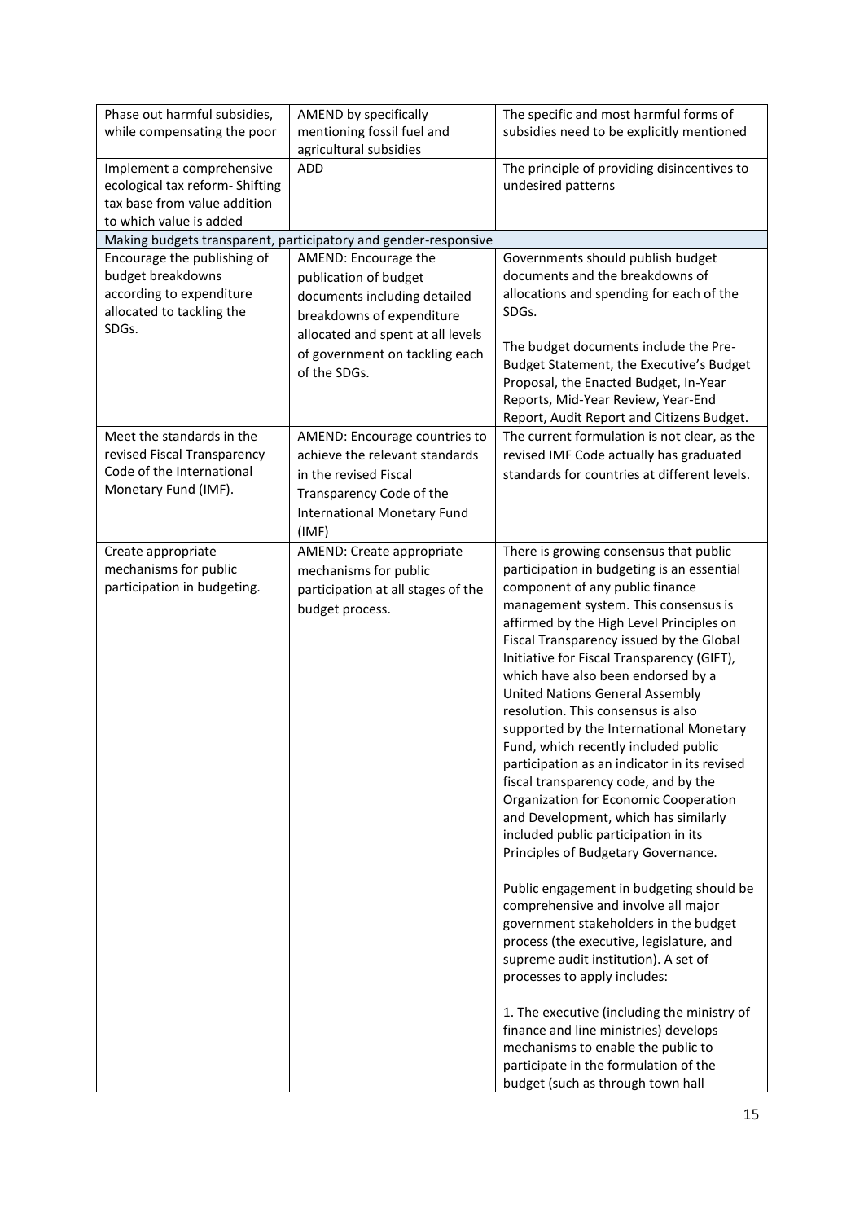| | | |
|---|---|---|
| Phase out harmful subsidies, while compensating the poor | AMEND by specifically mentioning fossil fuel and agricultural subsidies | The specific and most harmful forms of subsidies need to be explicitly mentioned |
| Implement a comprehensive ecological tax reform- Shifting tax base from value addition to which value is added | ADD | The principle of providing disincentives to undesired patterns |
| Making budgets transparent, participatory and gender-responsive | | |
| Encourage the publishing of budget breakdowns according to expenditure allocated to tackling the SDGs. | AMEND: Encourage the publication of budget documents including detailed breakdowns of expenditure allocated and spent at all levels of government on tackling each of the SDGs. | Governments should publish budget documents and the breakdowns of allocations and spending for each of the SDGs.<br><br>The budget documents include the Pre-Budget Statement, the Executive's Budget Proposal, the Enacted Budget, In-Year Reports, Mid-Year Review, Year-End Report, Audit Report and Citizens Budget. |
| Meet the standards in the revised Fiscal Transparency Code of the International Monetary Fund (IMF). | AMEND: Encourage countries to achieve the relevant standards in the revised Fiscal Transparency Code of the International Monetary Fund (IMF) | The current formulation is not clear, as the revised IMF Code actually has graduated standards for countries at different levels. |
| Create appropriate mechanisms for public participation in budgeting. | AMEND: Create appropriate mechanisms for public participation at all stages of the budget process. | There is growing consensus that public participation in budgeting is an essential component of any public finance management system. This consensus is affirmed by the High Level Principles on Fiscal Transparency issued by the Global Initiative for Fiscal Transparency (GIFT), which have also been endorsed by a United Nations General Assembly resolution. This consensus is also supported by the International Monetary Fund, which recently included public participation as an indicator in its revised fiscal transparency code, and by the Organization for Economic Cooperation and Development, which has similarly included public participation in its Principles of Budgetary Governance.<br><br>Public engagement in budgeting should be comprehensive and involve all major government stakeholders in the budget process (the executive, legislature, and supreme audit institution). A set of processes to apply includes:<br><br>1. The executive (including the ministry of finance and line ministries) develops mechanisms to enable the public to participate in the formulation of the budget (such as through town hall |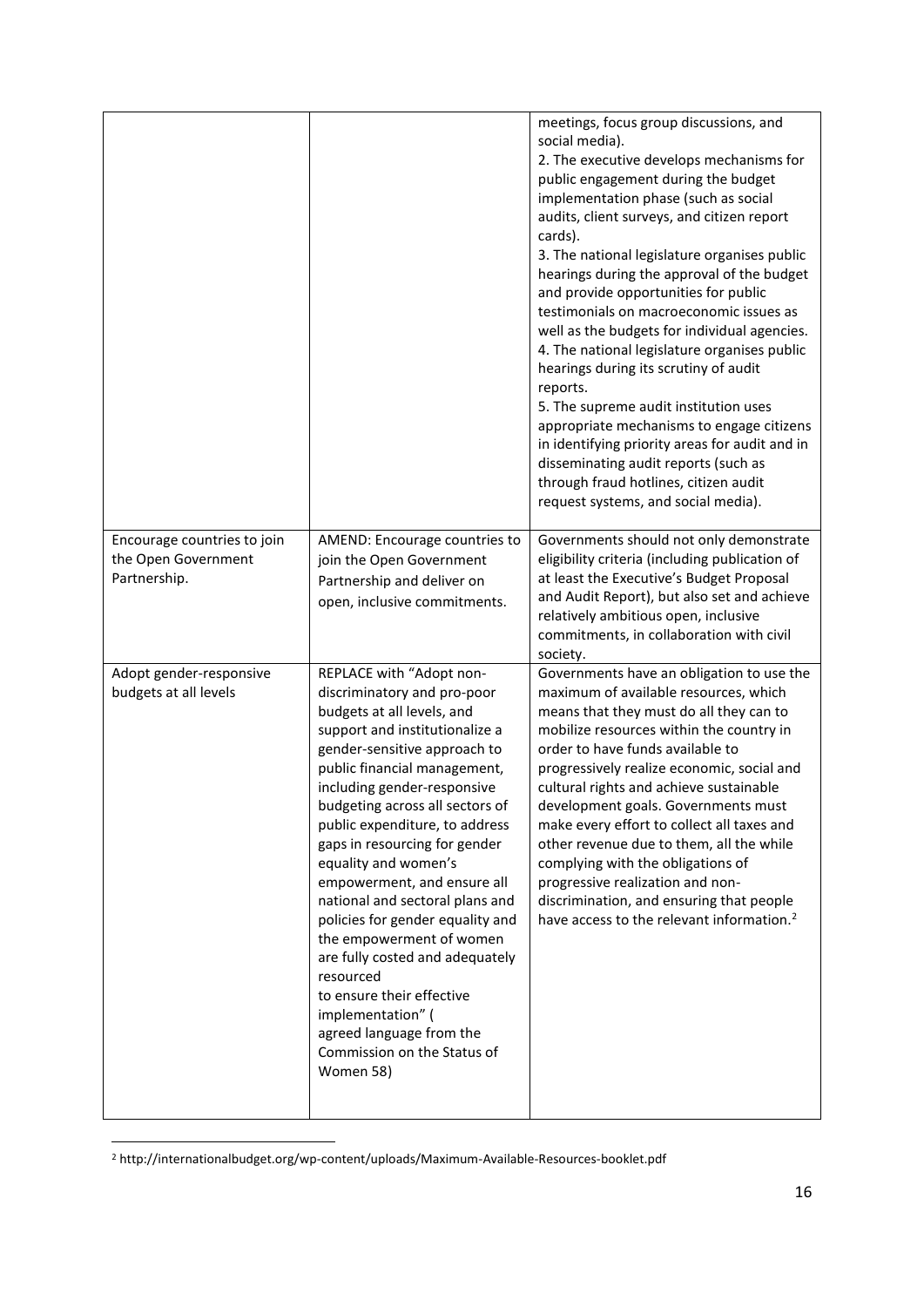| | | |
|---|---|---|
| | | meetings, focus group discussions, and social media).<br>2. The executive develops mechanisms for public engagement during the budget implementation phase (such as social audits, client surveys, and citizen report cards).<br>3. The national legislature organises public hearings during the approval of the budget and provide opportunities for public testimonials on macroeconomic issues as well as the budgets for individual agencies.<br>4. The national legislature organises public hearings during its scrutiny of audit reports.<br>5. The supreme audit institution uses appropriate mechanisms to engage citizens in identifying priority areas for audit and in disseminating audit reports (such as through fraud hotlines, citizen audit request systems, and social media). |
| Encourage countries to join the Open Government Partnership. | AMEND: Encourage countries to join the Open Government Partnership and deliver on open, inclusive commitments. | Governments should not only demonstrate eligibility criteria (including publication of at least the Executive's Budget Proposal and Audit Report), but also set and achieve relatively ambitious open, inclusive commitments, in collaboration with civil society. |
| Adopt gender-responsive budgets at all levels | REPLACE with "Adopt non-discriminatory and pro-poor budgets at all levels, and support and institutionalize a gender-sensitive approach to public financial management, including gender-responsive budgeting across all sectors of public expenditure, to address gaps in resourcing for gender equality and women's empowerment, and ensure all national and sectoral plans and policies for gender equality and the empowerment of women are fully costed and adequately resourced to ensure their effective implementation" ( agreed language from the Commission on the Status of Women 58) | Governments have an obligation to use the maximum of available resources, which means that they must do all they can to mobilize resources within the country in order to have funds available to progressively realize economic, social and cultural rights and achieve sustainable development goals. Governments must make every effort to collect all taxes and other revenue due to them, all the while complying with the obligations of progressive realization and non-discrimination, and ensuring that people have access to the relevant information.[2] |

[2] http://internationalbudget.org/wp-content/uploads/Maximum-Available-Resources-booklet.pdf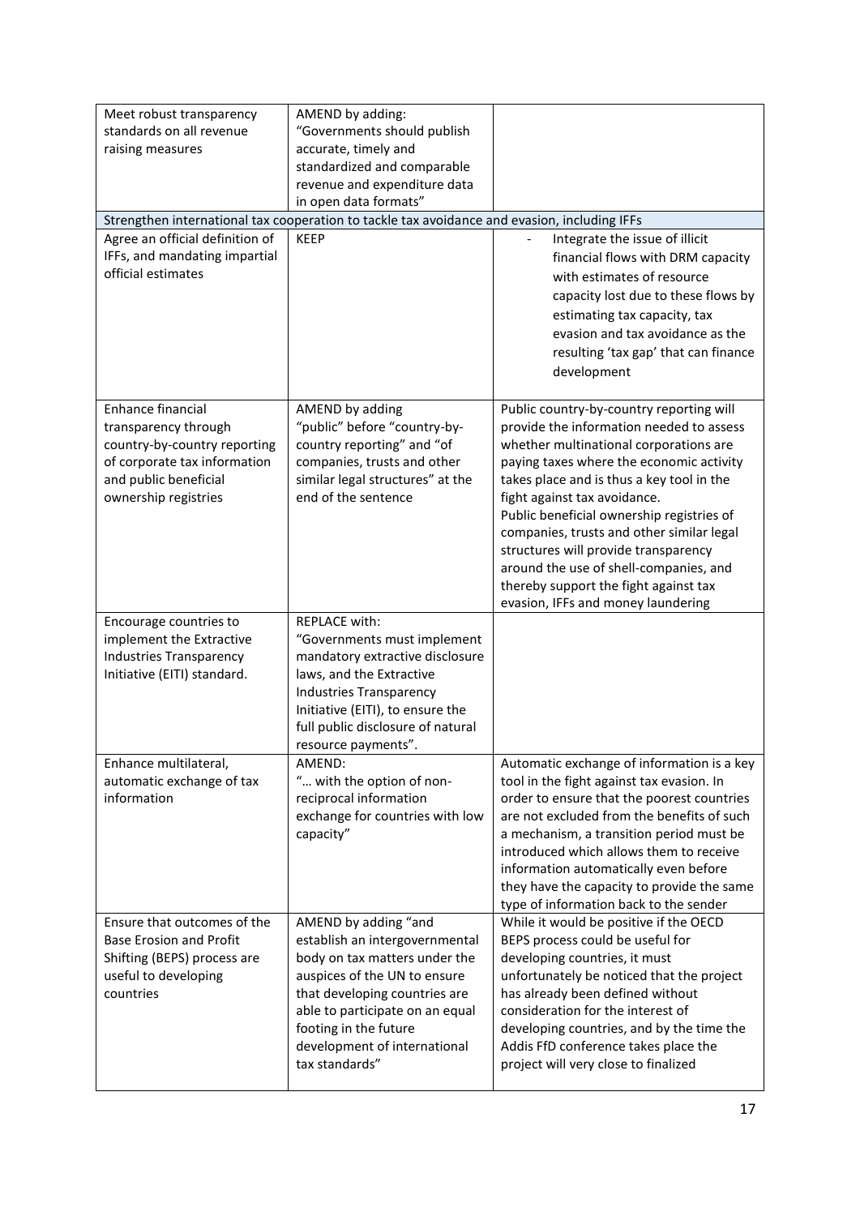| | | |
|---|---|---|
| Meet robust transparency standards on all revenue raising measures | AMEND by adding: "Governments should publish accurate, timely and standardized and comparable revenue and expenditure data in open data formats" | |
| **Strengthen international tax cooperation to tackle tax avoidance and evasion, including IFFs** | | |
| Agree an official definition of IFFs, and mandating impartial official estimates | KEEP | - Integrate the issue of illicit financial flows with DRM capacity with estimates of resource capacity lost due to these flows by estimating tax capacity, tax evasion and tax avoidance as the resulting 'tax gap' that can finance development |
| Enhance financial transparency through country-by-country reporting of corporate tax information and public beneficial ownership registries | AMEND by adding "public" before "country-by-country reporting" and "of companies, trusts and other similar legal structures" at the end of the sentence | Public country-by-country reporting will provide the information needed to assess whether multinational corporations are paying taxes where the economic activity takes place and is thus a key tool in the fight against tax avoidance.<br>Public beneficial ownership registries of companies, trusts and other similar legal structures will provide transparency around the use of shell-companies, and thereby support the fight against tax evasion, IFFs and money laundering |
| Encourage countries to implement the Extractive Industries Transparency Initiative (EITI) standard. | REPLACE with: "Governments must implement mandatory extractive disclosure laws, and the Extractive Industries Transparency Initiative (EITI), to ensure the full public disclosure of natural resource payments". | |
| Enhance multilateral, automatic exchange of tax information | AMEND: "… with the option of non-reciprocal information exchange for countries with low capacity" | Automatic exchange of information is a key tool in the fight against tax evasion. In order to ensure that the poorest countries are not excluded from the benefits of such a mechanism, a transition period must be introduced which allows them to receive information automatically even before they have the capacity to provide the same type of information back to the sender |
| Ensure that outcomes of the Base Erosion and Profit Shifting (BEPS) process are useful to developing countries | AMEND by adding "and establish an intergovernmental body on tax matters under the auspices of the UN to ensure that developing countries are able to participate on an equal footing in the future development of international tax standards" | While it would be positive if the OECD BEPS process could be useful for developing countries, it must unfortunately be noticed that the project has already been defined without consideration for the interest of developing countries, and by the time the Addis FfD conference takes place the project will very close to finalized |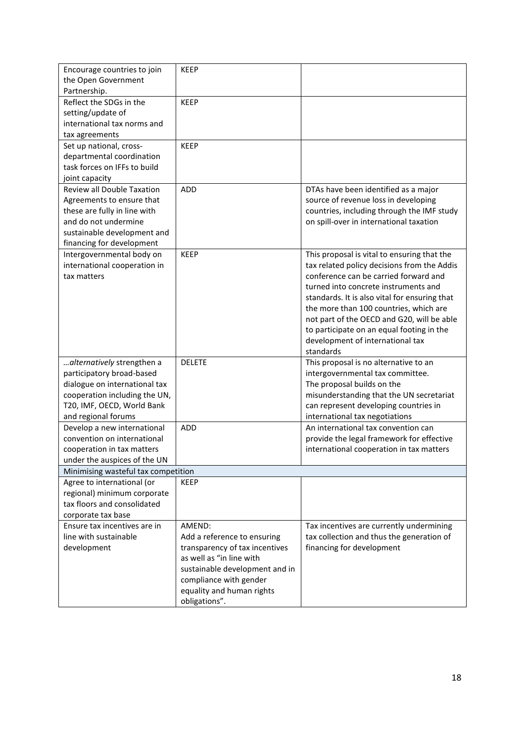| | | |
|---|---|---|
| Encourage countries to join the Open Government Partnership. | KEEP | |
| Reflect the SDGs in the setting/update of international tax norms and tax agreements | KEEP | |
| Set up national, cross-departmental coordination task forces on IFFs to build joint capacity | KEEP | |
| Review all Double Taxation Agreements to ensure that these are fully in line with and do not undermine sustainable development and financing for development | ADD | DTAs have been identified as a major source of revenue loss in developing countries, including through the IMF study on spill-over in international taxation |
| Intergovernmental body on international cooperation in tax matters | KEEP | This proposal is vital to ensuring that the tax related policy decisions from the Addis conference can be carried forward and turned into concrete instruments and standards. It is also vital for ensuring that the more than 100 countries, which are not part of the OECD and G20, will be able to participate on an equal footing in the development of international tax standards |
| *…alternatively* strengthen a participatory broad-based dialogue on international tax cooperation including the UN, T20, IMF, OECD, World Bank and regional forums | DELETE | This proposal is no alternative to an intergovernmental tax committee. The proposal builds on the misunderstanding that the UN secretariat can represent developing countries in international tax negotiations |
| Develop a new international convention on international cooperation in tax matters under the auspices of the UN | ADD | An international tax convention can provide the legal framework for effective international cooperation in tax matters |
| Minimising wasteful tax competition | | |
| Agree to international (or regional) minimum corporate tax floors and consolidated corporate tax base | KEEP | |
| Ensure tax incentives are in line with sustainable development | AMEND: Add a reference to ensuring transparency of tax incentives as well as "in line with sustainable development and in compliance with gender equality and human rights obligations". | Tax incentives are currently undermining tax collection and thus the generation of financing for development |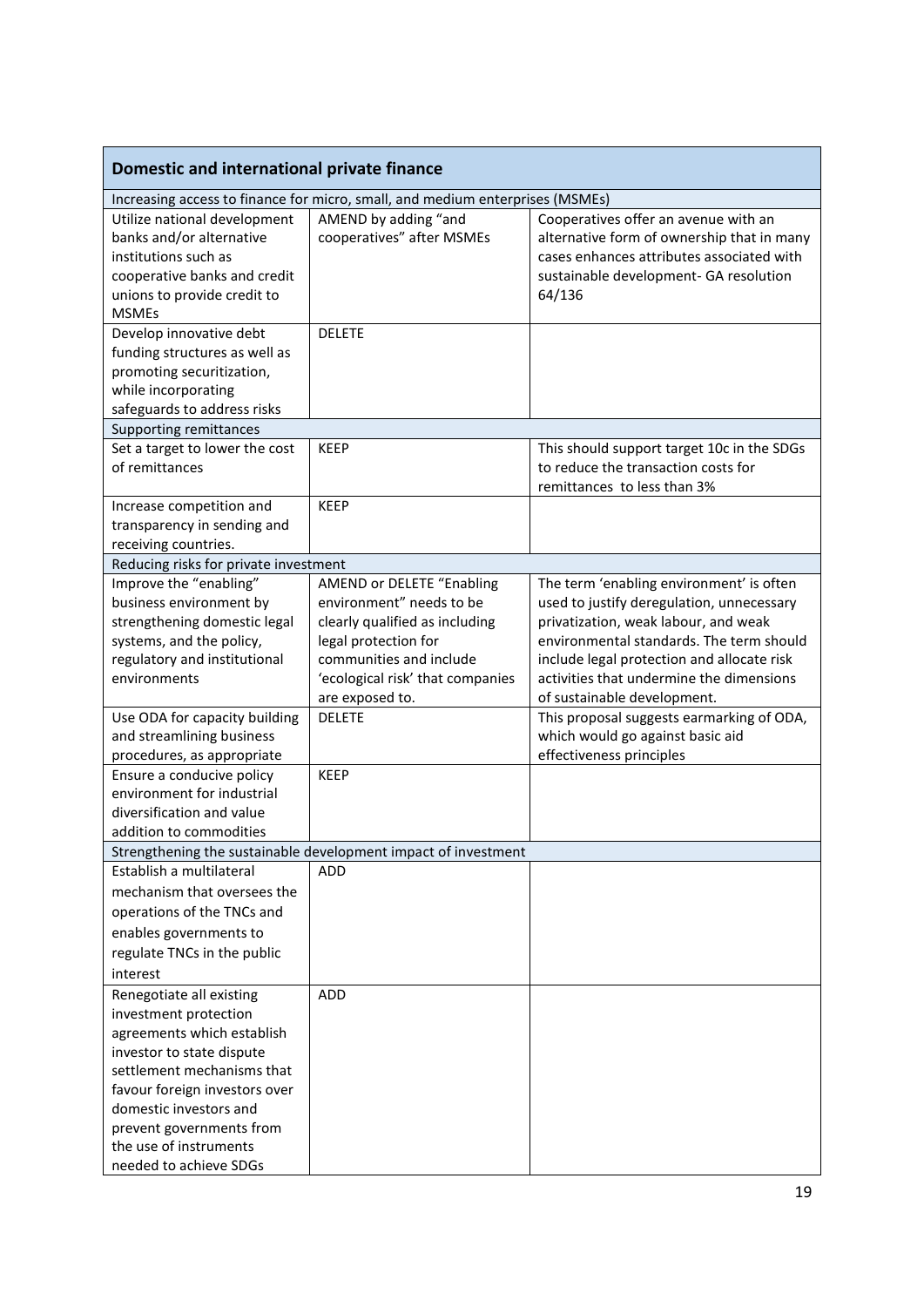| Domestic and international private finance | | |
|---|---|---|
| Increasing access to finance for micro, small, and medium enterprises (MSMEs) | | |
| Utilize national development banks and/or alternative institutions such as cooperative banks and credit unions to provide credit to MSMEs | AMEND by adding "and cooperatives" after MSMEs | Cooperatives offer an avenue with an alternative form of ownership that in many cases enhances attributes associated with sustainable development- GA resolution 64/136 |
| Develop innovative debt funding structures as well as promoting securitization, while incorporating safeguards to address risks | DELETE | |
| Supporting remittances | | |
| Set a target to lower the cost of remittances | KEEP | This should support target 10c in the SDGs to reduce the transaction costs for remittances to less than 3% |
| Increase competition and transparency in sending and receiving countries. | KEEP | |
| Reducing risks for private investment | | |
| Improve the "enabling" business environment by strengthening domestic legal systems, and the policy, regulatory and institutional environments | AMEND or DELETE "Enabling environment" needs to be clearly qualified as including legal protection for communities and include 'ecological risk' that companies are exposed to. | The term 'enabling environment' is often used to justify deregulation, unnecessary privatization, weak labour, and weak environmental standards. The term should include legal protection and allocate risk activities that undermine the dimensions of sustainable development. |
| Use ODA for capacity building and streamlining business procedures, as appropriate | DELETE | This proposal suggests earmarking of ODA, which would go against basic aid effectiveness principles |
| Ensure a conducive policy environment for industrial diversification and value addition to commodities | KEEP | |
| Strengthening the sustainable development impact of investment | | |
| Establish a multilateral mechanism that oversees the operations of the TNCs and enables governments to regulate TNCs in the public interest | ADD | |
| Renegotiate all existing investment protection agreements which establish investor to state dispute settlement mechanisms that favour foreign investors over domestic investors and prevent governments from the use of instruments needed to achieve SDGs | ADD | |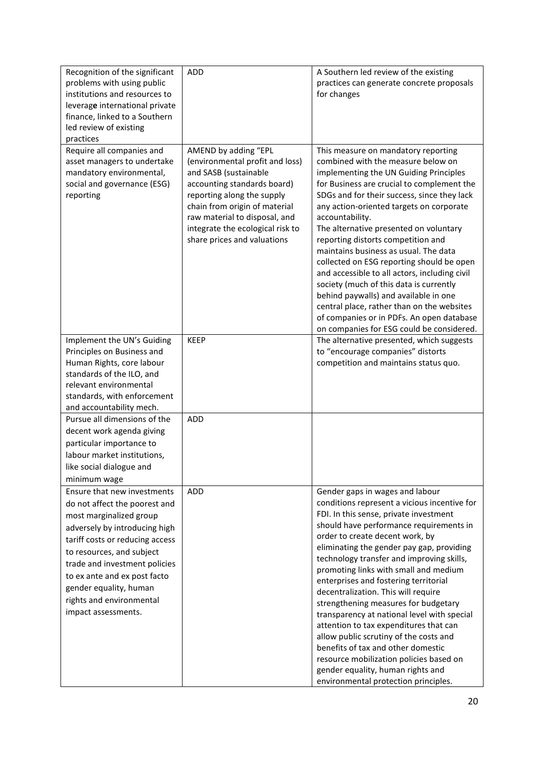| | | |
|---|---|---|
| Recognition of the significant problems with using public institutions and resources to leverage international private finance, linked to a Southern led review of existing practices | ADD | A Southern led review of the existing practices can generate concrete proposals for changes |
| Require all companies and asset managers to undertake mandatory environmental, social and governance (ESG) reporting | AMEND by adding "EPL (environmental profit and loss) and SASB (sustainable accounting standards board) reporting along the supply chain from origin of material raw material to disposal, and integrate the ecological risk to share prices and valuations | This measure on mandatory reporting combined with the measure below on implementing the UN Guiding Principles for Business are crucial to complement the SDGs and for their success, since they lack any action-oriented targets on corporate accountability.<br>The alternative presented on voluntary reporting distorts competition and maintains business as usual. The data collected on ESG reporting should be open and accessible to all actors, including civil society (much of this data is currently behind paywalls) and available in one central place, rather than on the websites of companies or in PDFs. An open database on companies for ESG could be considered. |
| Implement the UN's Guiding Principles on Business and Human Rights, core labour standards of the ILO, and relevant environmental standards, with enforcement and accountability mech. | KEEP | The alternative presented, which suggests to "encourage companies" distorts competition and maintains status quo. |
| Pursue all dimensions of the decent work agenda giving particular importance to labour market institutions, like social dialogue and minimum wage | ADD | |
| Ensure that new investments do not affect the poorest and most marginalized group adversely by introducing high tariff costs or reducing access to resources, and subject trade and investment policies to ex ante and ex post facto gender equality, human rights and environmental impact assessments. | ADD | Gender gaps in wages and labour conditions represent a vicious incentive for FDI. In this sense, private investment should have performance requirements in order to create decent work, by eliminating the gender pay gap, providing technology transfer and improving skills, promoting links with small and medium enterprises and fostering territorial decentralization. This will require strengthening measures for budgetary transparency at national level with special attention to tax expenditures that can allow public scrutiny of the costs and benefits of tax and other domestic resource mobilization policies based on gender equality, human rights and environmental protection principles. |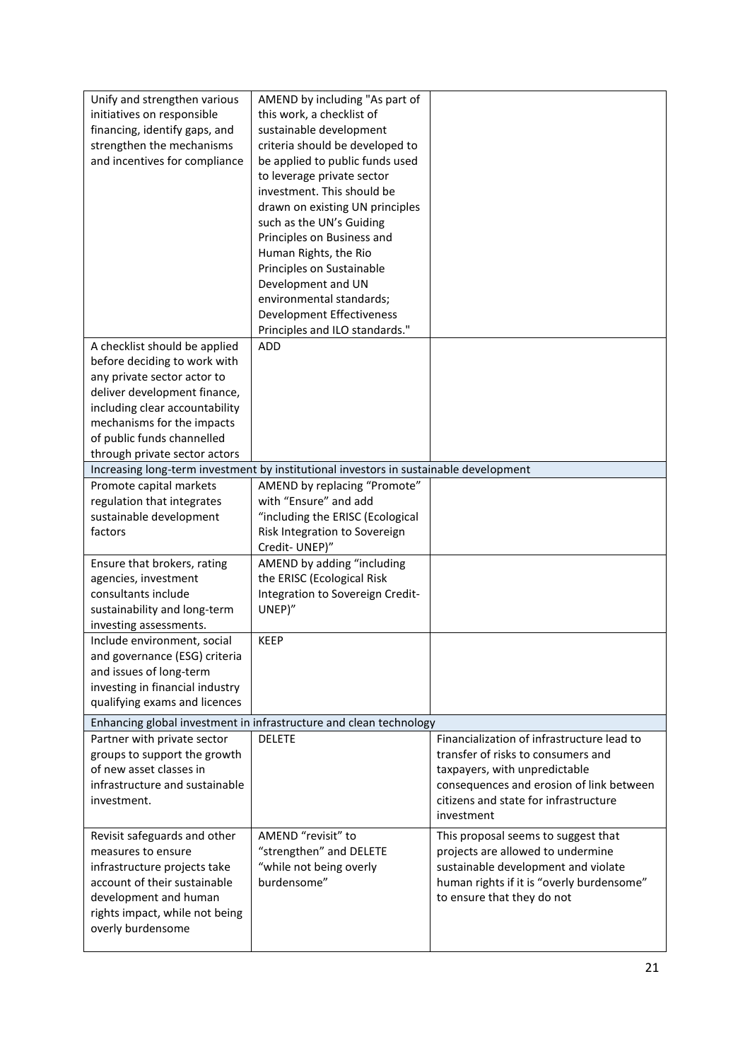| | | |
|---|---|---|
| Unify and strengthen various initiatives on responsible financing, identify gaps, and strengthen the mechanisms and incentives for compliance | AMEND by including "As part of this work, a checklist of sustainable development criteria should be developed to be applied to public funds used to leverage private sector investment. This should be drawn on existing UN principles such as the UN's Guiding Principles on Business and Human Rights, the Rio Principles on Sustainable Development and UN environmental standards; Development Effectiveness Principles and ILO standards." | |
| A checklist should be applied before deciding to work with any private sector actor to deliver development finance, including clear accountability mechanisms for the impacts of public funds channelled through private sector actors | ADD | |
| **Increasing long-term investment by institutional investors in sustainable development** | | |
| Promote capital markets regulation that integrates sustainable development factors | AMEND by replacing "Promote" with "Ensure" and add "including the ERISC (Ecological Risk Integration to Sovereign Credit- UNEP)" | |
| Ensure that brokers, rating agencies, investment consultants include sustainability and long-term investing assessments. | AMEND by adding "including the ERISC (Ecological Risk Integration to Sovereign Credit- UNEP)" | |
| Include environment, social and governance (ESG) criteria and issues of long-term investing in financial industry qualifying exams and licences | KEEP | |
| **Enhancing global investment in infrastructure and clean technology** | | |
| Partner with private sector groups to support the growth of new asset classes in infrastructure and sustainable investment. | DELETE | Financialization of infrastructure lead to transfer of risks to consumers and taxpayers, with unpredictable consequences and erosion of link between citizens and state for infrastructure investment |
| Revisit safeguards and other measures to ensure infrastructure projects take account of their sustainable development and human rights impact, while not being overly burdensome | AMEND "revisit" to "strengthen" and DELETE "while not being overly burdensome" | This proposal seems to suggest that projects are allowed to undermine sustainable development and violate human rights if it is "overly burdensome" to ensure that they do not |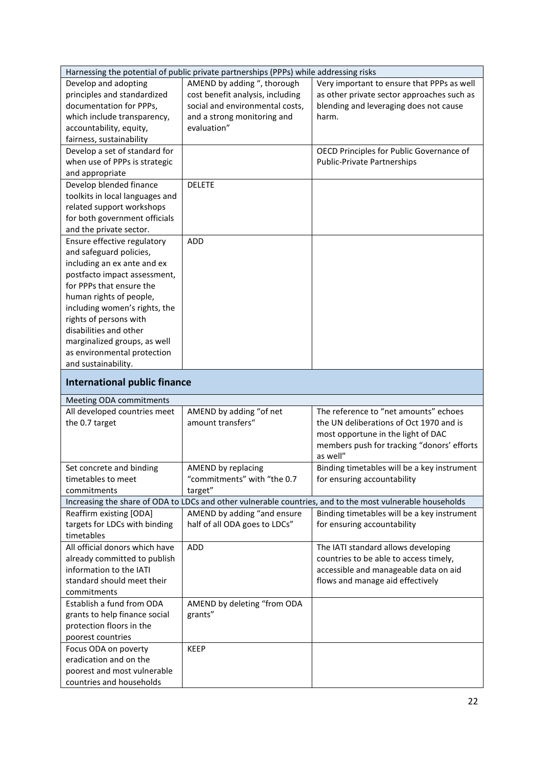| Harnessing the potential of public private partnerships (PPPs) while addressing risks | | |
|---|---|---|
| Develop and adopting principles and standardized documentation for PPPs, which include transparency, accountability, equity, fairness, sustainability | AMEND by adding ", thorough cost benefit analysis, including social and environmental costs, and a strong monitoring and evaluation" | Very important to ensure that PPPs as well as other private sector approaches such as blending and leveraging does not cause harm. |
| Develop a set of standard for when use of PPPs is strategic and appropriate | | OECD Principles for Public Governance of Public-Private Partnerships |
| Develop blended finance toolkits in local languages and related support workshops for both government officials and the private sector. | DELETE | |
| Ensure effective regulatory and safeguard policies, including an ex ante and ex postfacto impact assessment, for PPPs that ensure the human rights of people, including women's rights, the rights of persons with disabilities and other marginalized groups, as well as environmental protection and sustainability. | ADD | |

## International public finance

| Meeting ODA commitments | | |
|---|---|---|
| All developed countries meet the 0.7 target | AMEND by adding "of net amount transfers" | The reference to "net amounts" echoes the UN deliberations of Oct 1970 and is most opportune in the light of DAC members push for tracking "donors' efforts as well" |
| Set concrete and binding timetables to meet commitments | AMEND by replacing "commitments" with "the 0.7 target" | Binding timetables will be a key instrument for ensuring accountability |
| Increasing the share of ODA to LDCs and other vulnerable countries, and to the most vulnerable households | | |
| Reaffirm existing [ODA] targets for LDCs with binding timetables | AMEND by adding "and ensure half of all ODA goes to LDCs" | Binding timetables will be a key instrument for ensuring accountability |
| All official donors which have already committed to publish information to the IATI standard should meet their commitments | ADD | The IATI standard allows developing countries to be able to access timely, accessible and manageable data on aid flows and manage aid effectively |
| Establish a fund from ODA grants to help finance social protection floors in the poorest countries | AMEND by deleting "from ODA grants" | |
| Focus ODA on poverty eradication and on the poorest and most vulnerable countries and households | KEEP | |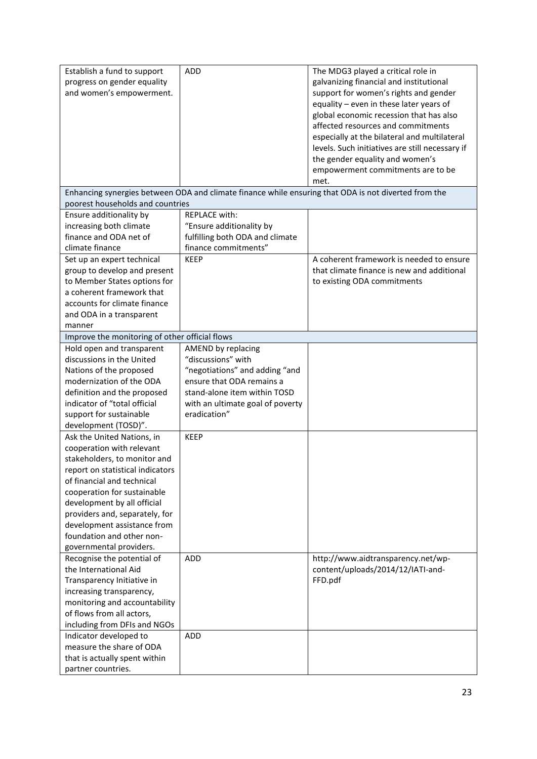| | | |
|---|---|---|
| Establish a fund to support progress on gender equality and women's empowerment. | ADD | The MDG3 played a critical role in galvanizing financial and institutional support for women's rights and gender equality – even in these later years of global economic recession that has also affected resources and commitments especially at the bilateral and multilateral levels. Such initiatives are still necessary if the gender equality and women's empowerment commitments are to be met. |
| Enhancing synergies between ODA and climate finance while ensuring that ODA is not diverted from the poorest households and countries | | |
| Ensure additionality by increasing both climate finance and ODA net of climate finance | REPLACE with: "Ensure additionality by fulfilling both ODA and climate finance commitments" | |
| Set up an expert technical group to develop and present to Member States options for a coherent framework that accounts for climate finance and ODA in a transparent manner | KEEP | A coherent framework is needed to ensure that climate finance is new and additional to existing ODA commitments |
| Improve the monitoring of other official flows | | |
| Hold open and transparent discussions in the United Nations of the proposed modernization of the ODA definition and the proposed indicator of "total official support for sustainable development (TOSD)". | AMEND by replacing "discussions" with "negotiations" and adding "and ensure that ODA remains a stand-alone item within TOSD with an ultimate goal of poverty eradication" | |
| Ask the United Nations, in cooperation with relevant stakeholders, to monitor and report on statistical indicators of financial and technical cooperation for sustainable development by all official providers and, separately, for development assistance from foundation and other non-governmental providers. | KEEP | |
| Recognise the potential of the International Aid Transparency Initiative in increasing transparency, monitoring and accountability of flows from all actors, including from DFIs and NGOs | ADD | http://www.aidtransparency.net/wp-content/uploads/2014/12/IATI-and-FFD.pdf |
| Indicator developed to measure the share of ODA that is actually spent within partner countries. | ADD | |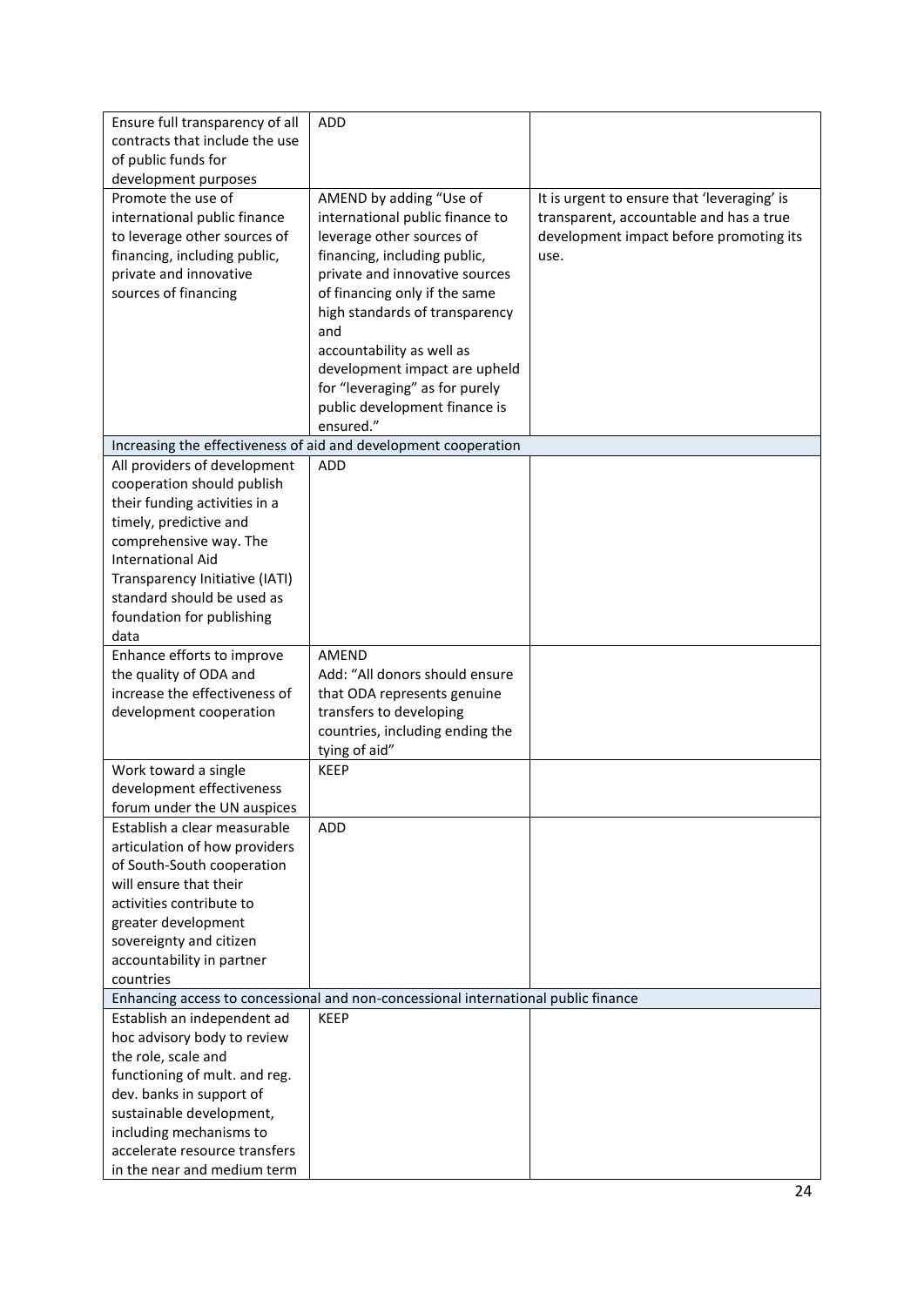| | | |
|---|---|---|
| Ensure full transparency of all contracts that include the use of public funds for development purposes | ADD | |
| Promote the use of international public finance to leverage other sources of financing, including public, private and innovative sources of financing | AMEND by adding "Use of international public finance to leverage other sources of financing, including public, private and innovative sources of financing only if the same high standards of transparency and accountability as well as development impact are upheld for "leveraging" as for purely public development finance is ensured." | It is urgent to ensure that 'leveraging' is transparent, accountable and has a true development impact before promoting its use. |
| Increasing the effectiveness of aid and development cooperation | | |
| All providers of development cooperation should publish their funding activities in a timely, predictive and comprehensive way. The International Aid Transparency Initiative (IATI) standard should be used as foundation for publishing data | ADD | |
| Enhance efforts to improve the quality of ODA and increase the effectiveness of development cooperation | AMEND<br>Add: "All donors should ensure that ODA represents genuine transfers to developing countries, including ending the tying of aid" | |
| Work toward a single development effectiveness forum under the UN auspices | KEEP | |
| Establish a clear measurable articulation of how providers of South-South cooperation will ensure that their activities contribute to greater development sovereignty and citizen accountability in partner countries | ADD | |
| Enhancing access to concessional and non-concessional international public finance | | |
| Establish an independent ad hoc advisory body to review the role, scale and functioning of mult. and reg. dev. banks in support of sustainable development, including mechanisms to accelerate resource transfers in the near and medium term | KEEP | |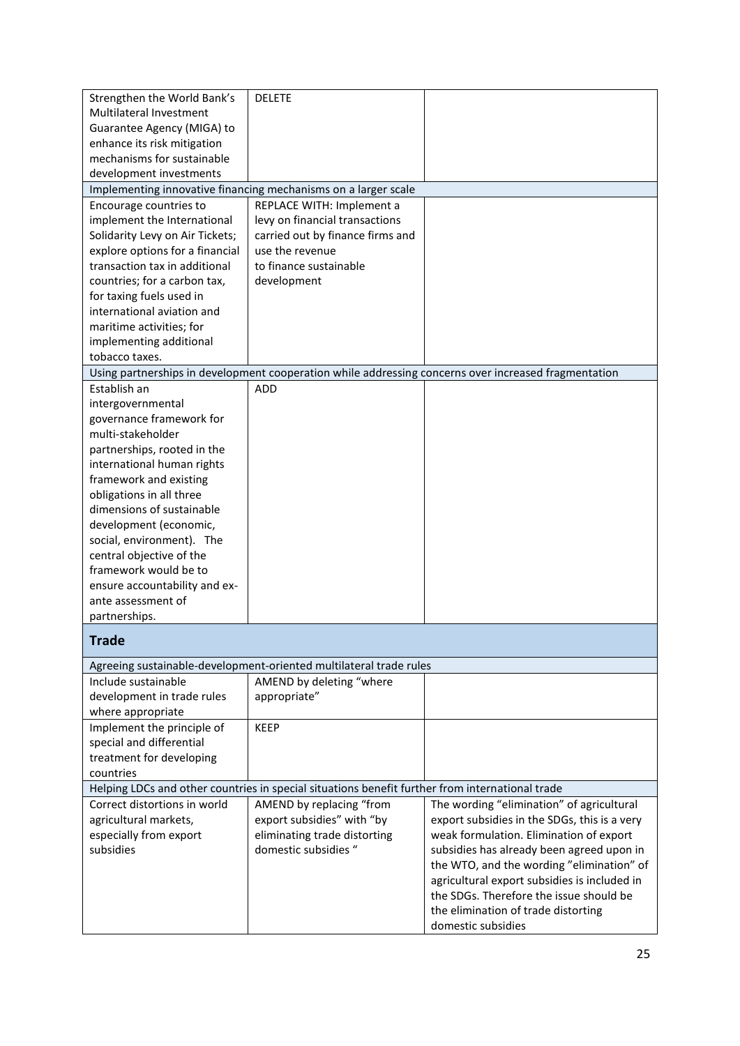| | | |
|---|---|---|
| Strengthen the World Bank's Multilateral Investment Guarantee Agency (MIGA) to enhance its risk mitigation mechanisms for sustainable development investments | DELETE | |
| Implementing innovative financing mechanisms on a larger scale | | |
| Encourage countries to implement the International Solidarity Levy on Air Tickets; explore options for a financial transaction tax in additional countries; for a carbon tax, for taxing fuels used in international aviation and maritime activities; for implementing additional tobacco taxes. | REPLACE WITH: Implement a levy on financial transactions carried out by finance firms and use the revenue to finance sustainable development | |
| Using partnerships in development cooperation while addressing concerns over increased fragmentation | | |
| Establish an intergovernmental governance framework for multi-stakeholder partnerships, rooted in the international human rights framework and existing obligations in all three dimensions of sustainable development (economic, social, environment). The central objective of the framework would be to ensure accountability and ex-ante assessment of partnerships. | ADD | |
| **Trade** | | |
| Agreeing sustainable-development-oriented multilateral trade rules | | |
| Include sustainable development in trade rules where appropriate | AMEND by deleting "where appropriate" | |
| Implement the principle of special and differential treatment for developing countries | KEEP | |
| Helping LDCs and other countries in special situations benefit further from international trade | | |
| Correct distortions in world agricultural markets, especially from export subsidies | AMEND by replacing "from export subsidies" with "by eliminating trade distorting domestic subsidies " | The wording "elimination" of agricultural export subsidies in the SDGs, this is a very weak formulation. Elimination of export subsidies has already been agreed upon in the WTO, and the wording "elimination" of agricultural export subsidies is included in the SDGs. Therefore the issue should be the elimination of trade distorting domestic subsidies |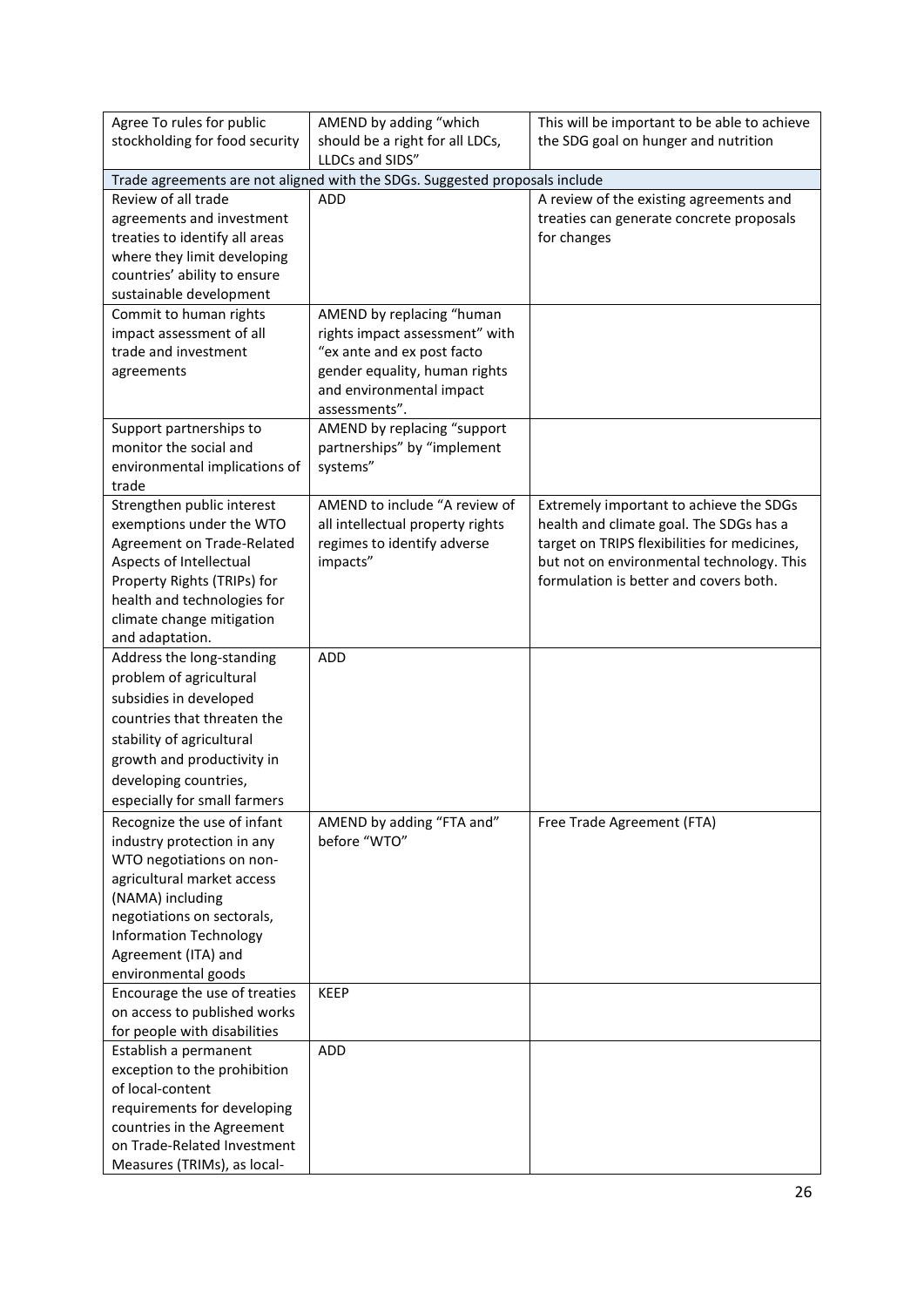| | | |
|---|---|---|
| Agree To rules for public stockholding for food security | AMEND by adding "which should be a right for all LDCs, LLDCs and SIDS" | This will be important to be able to achieve the SDG goal on hunger and nutrition |
| Trade agreements are not aligned with the SDGs. Suggested proposals include | | |
| Review of all trade agreements and investment treaties to identify all areas where they limit developing countries' ability to ensure sustainable development | ADD | A review of the existing agreements and treaties can generate concrete proposals for changes |
| Commit to human rights impact assessment of all trade and investment agreements | AMEND by replacing "human rights impact assessment" with "ex ante and ex post facto gender equality, human rights and environmental impact assessments". | |
| Support partnerships to monitor the social and environmental implications of trade | AMEND by replacing "support partnerships" by "implement systems" | |
| Strengthen public interest exemptions under the WTO Agreement on Trade-Related Aspects of Intellectual Property Rights (TRIPs) for health and technologies for climate change mitigation and adaptation. | AMEND to include "A review of all intellectual property rights regimes to identify adverse impacts" | Extremely important to achieve the SDGs health and climate goal. The SDGs has a target on TRIPS flexibilities for medicines, but not on environmental technology. This formulation is better and covers both. |
| Address the long-standing problem of agricultural subsidies in developed countries that threaten the stability of agricultural growth and productivity in developing countries, especially for small farmers | ADD | |
| Recognize the use of infant industry protection in any WTO negotiations on non-agricultural market access (NAMA) including negotiations on sectorals, Information Technology Agreement (ITA) and environmental goods | AMEND by adding "FTA and" before "WTO" | Free Trade Agreement (FTA) |
| Encourage the use of treaties on access to published works for people with disabilities | KEEP | |
| Establish a permanent exception to the prohibition of local-content requirements for developing countries in the Agreement on Trade-Related Investment Measures (TRIMs), as local- | ADD | |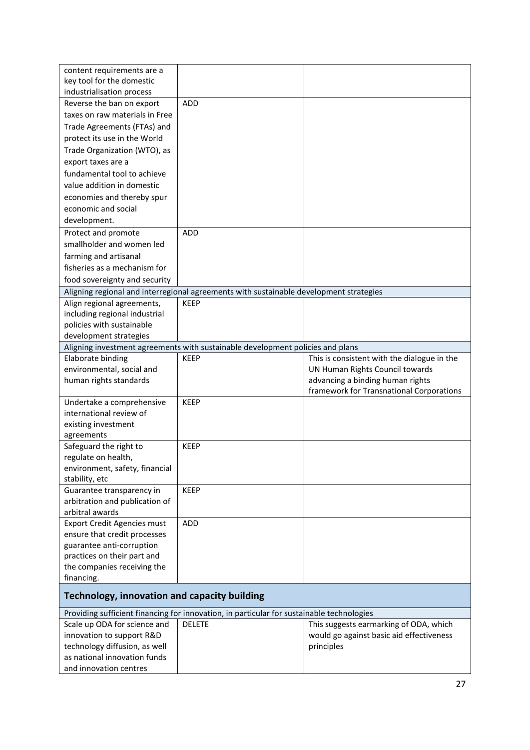| | | |
|---|---|---|
| content requirements are a key tool for the domestic industrialisation process | | |
| Reverse the ban on export taxes on raw materials in Free Trade Agreements (FTAs) and protect its use in the World Trade Organization (WTO), as export taxes are a fundamental tool to achieve value addition in domestic economies and thereby spur economic and social development. | ADD | |
| Protect and promote smallholder and women led farming and artisanal fisheries as a mechanism for food sovereignty and security | ADD | |
| Aligning regional and interregional agreements with sustainable development strategies | | |
| Align regional agreements, including regional industrial policies with sustainable development strategies | KEEP | |
| Aligning investment agreements with sustainable development policies and plans | | |
| Elaborate binding environmental, social and human rights standards | KEEP | This is consistent with the dialogue in the UN Human Rights Council towards advancing a binding human rights framework for Transnational Corporations |
| Undertake a comprehensive international review of existing investment agreements | KEEP | |
| Safeguard the right to regulate on health, environment, safety, financial stability, etc | KEEP | |
| Guarantee transparency in arbitration and publication of arbitral awards | KEEP | |
| Export Credit Agencies must ensure that credit processes guarantee anti-corruption practices on their part and the companies receiving the financing. | ADD | |

## Technology, innovation and capacity building

| | | |
|---|---|---|
| Providing sufficient financing for innovation, in particular for sustainable technologies | | |
| Scale up ODA for science and innovation to support R&D technology diffusion, as well as national innovation funds and innovation centres | DELETE | This suggests earmarking of ODA, which would go against basic aid effectiveness principles |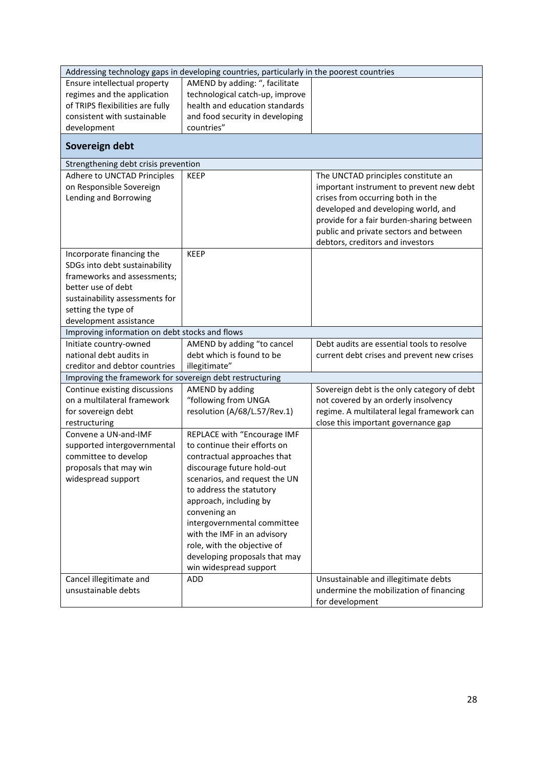| Addressing technology gaps in developing countries, particularly in the poorest countries | | |
|---|---|---|
| Ensure intellectual property regimes and the application of TRIPS flexibilities are fully consistent with sustainable development | AMEND by adding: ", facilitate technological catch-up, improve health and education standards and food security in developing countries" | |

## Sovereign debt

| Strengthening debt crisis prevention | | |
|---|---|---|
| Adhere to UNCTAD Principles on Responsible Sovereign Lending and Borrowing | KEEP | The UNCTAD principles constitute an important instrument to prevent new debt crises from occurring both in the developed and developing world, and provide for a fair burden-sharing between public and private sectors and between debtors, creditors and investors |
| Incorporate financing the SDGs into debt sustainability frameworks and assessments; better use of debt sustainability assessments for setting the type of development assistance | KEEP | |
| **Improving information on debt stocks and flows** | | |
| Initiate country-owned national debt audits in creditor and debtor countries | AMEND by adding "to cancel debt which is found to be illegitimate" | Debt audits are essential tools to resolve current debt crises and prevent new crises |
| **Improving the framework for sovereign debt restructuring** | | |
| Continue existing discussions on a multilateral framework for sovereign debt restructuring | AMEND by adding "following from UNGA resolution (A/68/L.57/Rev.1) | Sovereign debt is the only category of debt not covered by an orderly insolvency regime. A multilateral legal framework can close this important governance gap |
| Convene a UN-and-IMF supported intergovernmental committee to develop proposals that may win widespread support | REPLACE with "Encourage IMF to continue their efforts on contractual approaches that discourage future hold-out scenarios, and request the UN to address the statutory approach, including by convening an intergovernmental committee with the IMF in an advisory role, with the objective of developing proposals that may win widespread support | |
| Cancel illegitimate and unsustainable debts | ADD | Unsustainable and illegitimate debts undermine the mobilization of financing for development |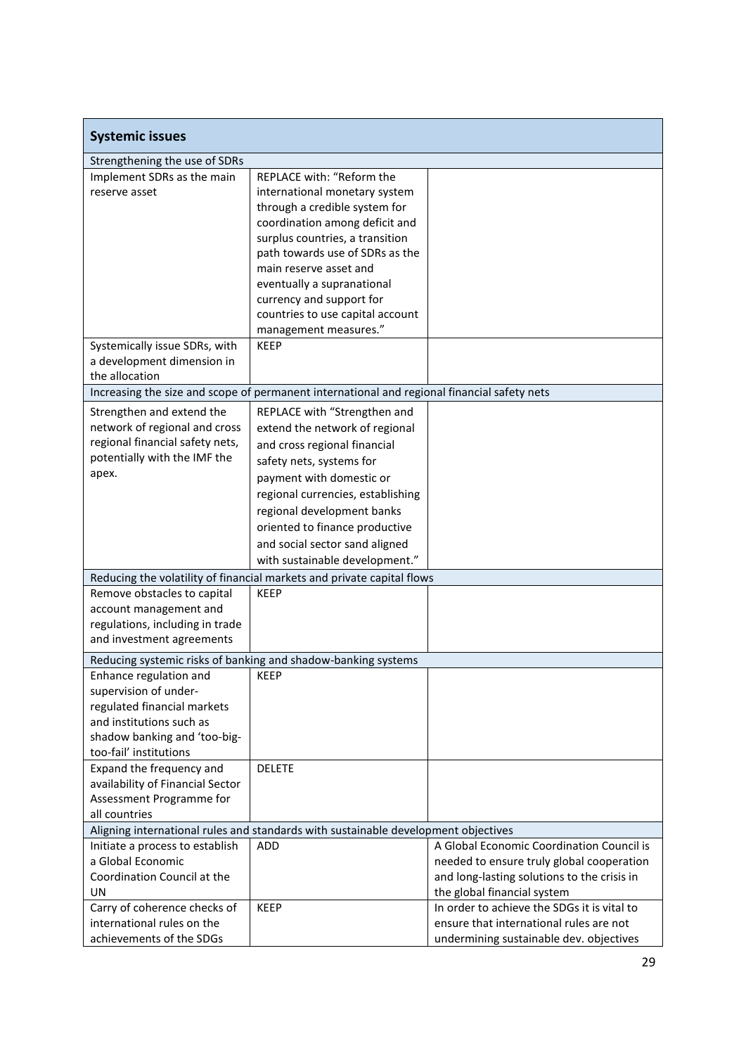| **Systemic issues** | | |
|---|---|---|
| Strengthening the use of SDRs | | |
| Implement SDRs as the main reserve asset | REPLACE with: "Reform the international monetary system through a credible system for coordination among deficit and surplus countries, a transition path towards use of SDRs as the main reserve asset and eventually a supranational currency and support for countries to use capital account management measures." | |
| Systemically issue SDRs, with a development dimension in the allocation | KEEP | |
| Increasing the size and scope of permanent international and regional financial safety nets | | |
| Strengthen and extend the network of regional and cross regional financial safety nets, potentially with the IMF the apex. | REPLACE with "Strengthen and extend the network of regional and cross regional financial safety nets, systems for payment with domestic or regional currencies, establishing regional development banks oriented to finance productive and social sector sand aligned with sustainable development." | |
| Reducing the volatility of financial markets and private capital flows | | |
| Remove obstacles to capital account management and regulations, including in trade and investment agreements | KEEP | |
| Reducing systemic risks of banking and shadow-banking systems | | |
| Enhance regulation and supervision of under-regulated financial markets and institutions such as shadow banking and 'too-big-too-fail' institutions | KEEP | |
| Expand the frequency and availability of Financial Sector Assessment Programme for all countries | DELETE | |
| Aligning international rules and standards with sustainable development objectives | | |
| Initiate a process to establish a Global Economic Coordination Council at the UN | ADD | A Global Economic Coordination Council is needed to ensure truly global cooperation and long-lasting solutions to the crisis in the global financial system |
| Carry of coherence checks of international rules on the achievements of the SDGs | KEEP | In order to achieve the SDGs it is vital to ensure that international rules are not undermining sustainable dev. objectives |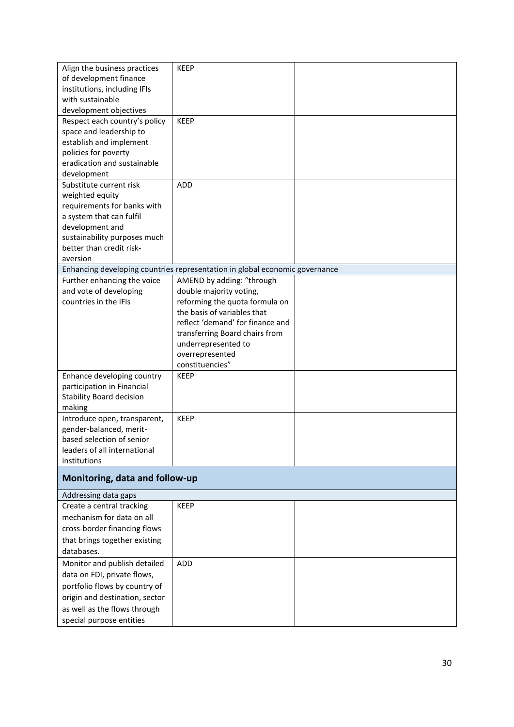| | | |
|---|---|---|
| Align the business practices of development finance institutions, including IFIs with sustainable development objectives | KEEP | |
| Respect each country's policy space and leadership to establish and implement policies for poverty eradication and sustainable development | KEEP | |
| Substitute current risk weighted equity requirements for banks with a system that can fulfil development and sustainability purposes much better than credit risk-aversion | ADD | |
| Enhancing developing countries representation in global economic governance | | |
| Further enhancing the voice and vote of developing countries in the IFIs | AMEND by adding: "through double majority voting, reforming the quota formula on the basis of variables that reflect 'demand' for finance and transferring Board chairs from underrepresented to overrepresented constituencies" | |
| Enhance developing country participation in Financial Stability Board decision making | KEEP | |
| Introduce open, transparent, gender-balanced, merit-based selection of senior leaders of all international institutions | KEEP | |

## Monitoring, data and follow-up

| | | |
|---|---|---|
| Addressing data gaps | | |
| Create a central tracking mechanism for data on all cross-border financing flows that brings together existing databases. | KEEP | |
| Monitor and publish detailed data on FDI, private flows, portfolio flows by country of origin and destination, sector as well as the flows through special purpose entities | ADD | |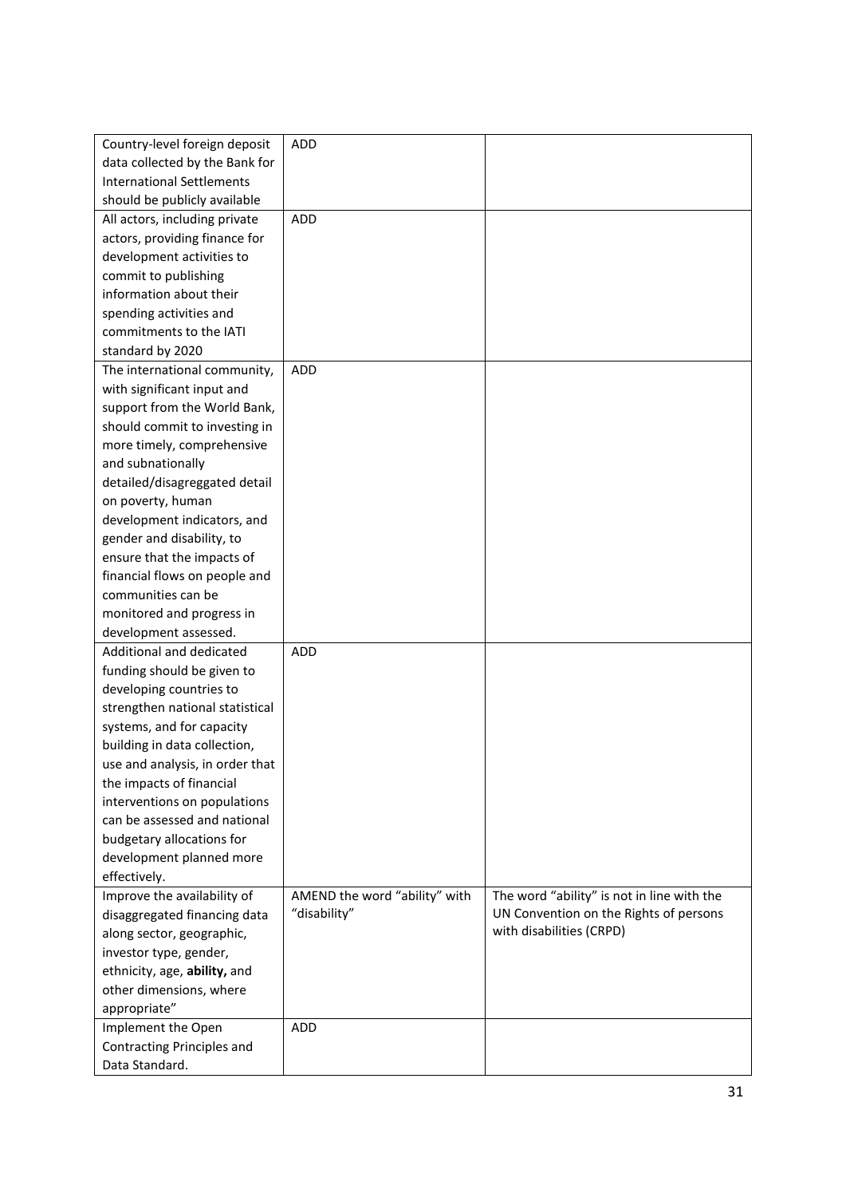| | | |
|---|---|---|
| Country-level foreign deposit data collected by the Bank for International Settlements should be publicly available | ADD | |
| All actors, including private actors, providing finance for development activities to commit to publishing information about their spending activities and commitments to the IATI standard by 2020 | ADD | |
| The international community, with significant input and support from the World Bank, should commit to investing in more timely, comprehensive and subnationally detailed/disagreggated detail on poverty, human development indicators, and gender and disability, to ensure that the impacts of financial flows on people and communities can be monitored and progress in development assessed. | ADD | |
| Additional and dedicated funding should be given to developing countries to strengthen national statistical systems, and for capacity building in data collection, use and analysis, in order that the impacts of financial interventions on populations can be assessed and national budgetary allocations for development planned more effectively. | ADD | |
| Improve the availability of disaggregated financing data along sector, geographic, investor type, gender, ethnicity, age, **ability,** and other dimensions, where appropriate" | AMEND the word "ability" with "disability" | The word "ability" is not in line with the UN Convention on the Rights of persons with disabilities (CRPD) |
| Implement the Open Contracting Principles and Data Standard. | ADD | |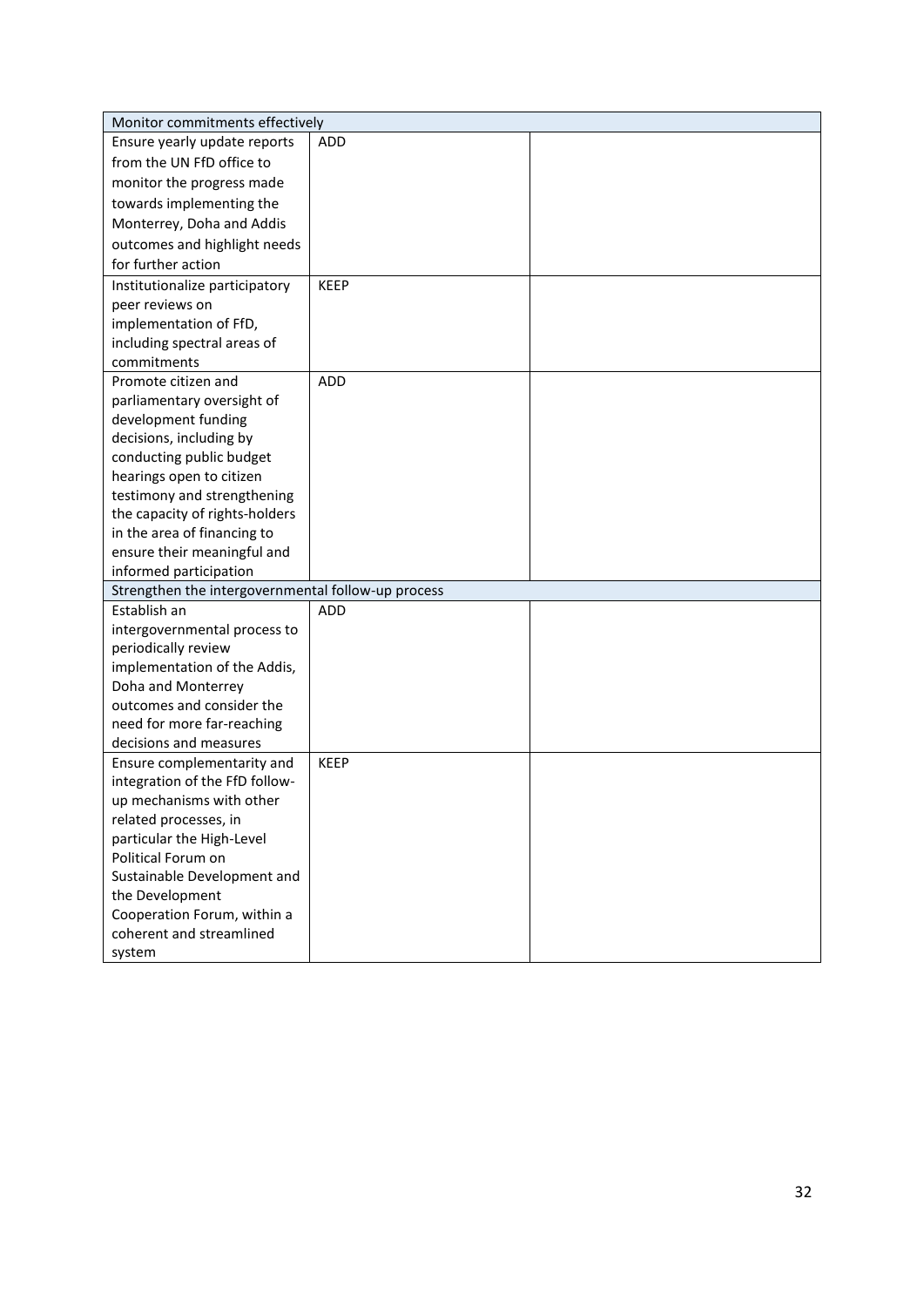| | | |
|---|---|---|
| Monitor commitments effectively | | |
| Ensure yearly update reports from the UN FfD office to monitor the progress made towards implementing the Monterrey, Doha and Addis outcomes and highlight needs for further action | ADD | |
| Institutionalize participatory peer reviews on implementation of FfD, including spectral areas of commitments | KEEP | |
| Promote citizen and parliamentary oversight of development funding decisions, including by conducting public budget hearings open to citizen testimony and strengthening the capacity of rights-holders in the area of financing to ensure their meaningful and informed participation | ADD | |
| Strengthen the intergovernmental follow-up process | | |
| Establish an intergovernmental process to periodically review implementation of the Addis, Doha and Monterrey outcomes and consider the need for more far-reaching decisions and measures | ADD | |
| Ensure complementarity and integration of the FfD follow-up mechanisms with other related processes, in particular the High-Level Political Forum on Sustainable Development and the Development Cooperation Forum, within a coherent and streamlined system | KEEP | |